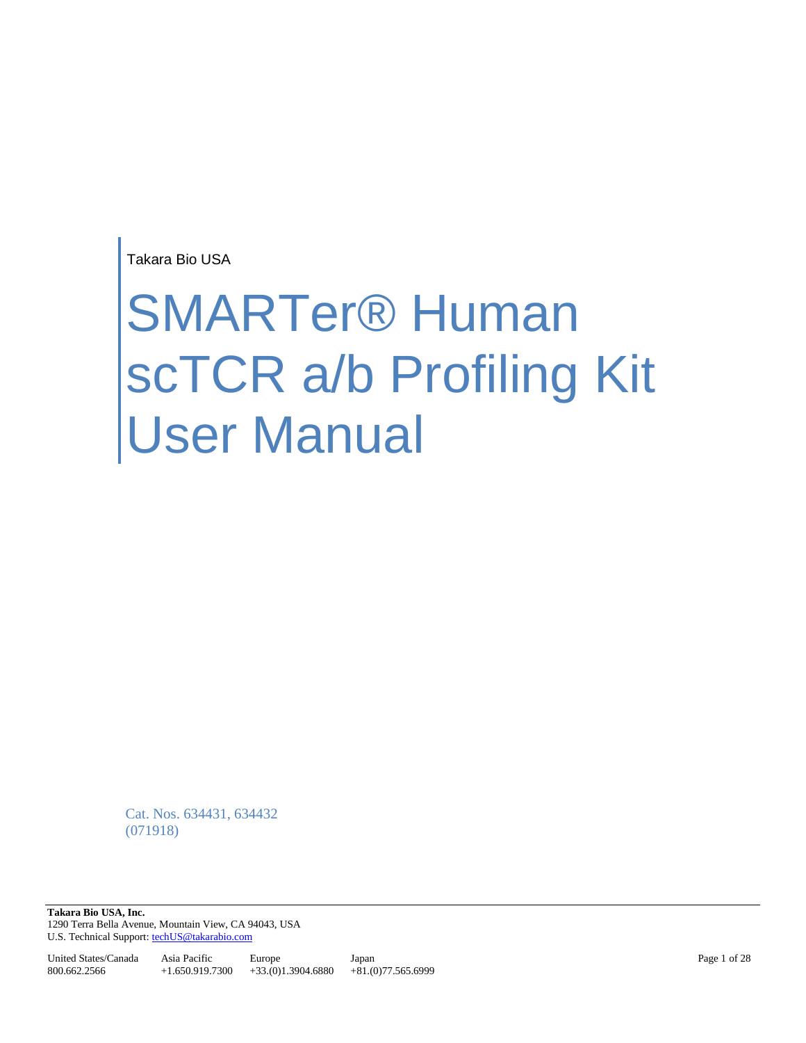Takara Bio USA

# SMARTer® Human scTCR a/b Profiling Kit User Manual

Cat. Nos. 634431, 634432
(071918)

**Takara Bio USA, Inc.**
1290 Terra Bella Avenue, Mountain View, CA 94043, USA
U.S. Technical Support: techUS@takarabio.com

| United States/Canada | Asia Pacific | Europe | Japan |
|---|---|---|---|
| 800.662.2566 | +1.650.919.7300 | +33.(0)1.3904.6880 | +81.(0)77.565.6999 |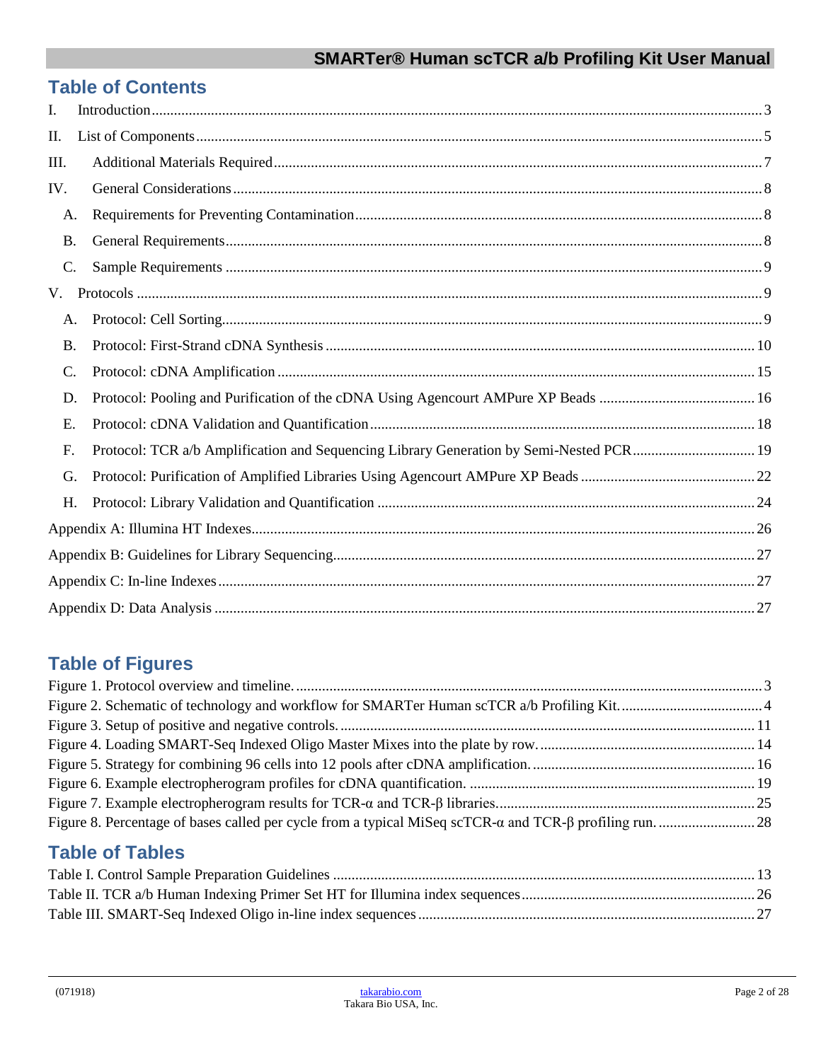# Table of Contents

I. Introduction ... 3

II. List of Components ... 5

III. Additional Materials Required ... 7

IV. General Considerations ... 8

- A. Requirements for Preventing Contamination ... 8
- B. General Requirements ... 8
- C. Sample Requirements ... 9

V. Protocols ... 9

- A. Protocol: Cell Sorting ... 9
- B. Protocol: First-Strand cDNA Synthesis ... 10
- C. Protocol: cDNA Amplification ... 15
- D. Protocol: Pooling and Purification of the cDNA Using Agencourt AMPure XP Beads ... 16
- E. Protocol: cDNA Validation and Quantification ... 18
- F. Protocol: TCR a/b Amplification and Sequencing Library Generation by Semi-Nested PCR ... 19
- G. Protocol: Purification of Amplified Libraries Using Agencourt AMPure XP Beads ... 22
- H. Protocol: Library Validation and Quantification ... 24

Appendix A: Illumina HT Indexes ... 26

Appendix B: Guidelines for Library Sequencing ... 27

Appendix C: In-line Indexes ... 27

Appendix D: Data Analysis ... 27

# Table of Figures

Figure 1. Protocol overview and timeline. ... 3

Figure 2. Schematic of technology and workflow for SMARTer Human scTCR a/b Profiling Kit. ... 4

Figure 3. Setup of positive and negative controls. ... 11

Figure 4. Loading SMART-Seq Indexed Oligo Master Mixes into the plate by row. ... 14

Figure 5. Strategy for combining 96 cells into 12 pools after cDNA amplification. ... 16

Figure 6. Example electropherogram profiles for cDNA quantification. ... 19

Figure 7. Example electropherogram results for TCR-α and TCR-β libraries. ... 25

Figure 8. Percentage of bases called per cycle from a typical MiSeq scTCR-α and TCR-β profiling run. ... 28

# Table of Tables

Table I. Control Sample Preparation Guidelines ... 13

Table II. TCR a/b Human Indexing Primer Set HT for Illumina index sequences ... 26

Table III. SMART-Seq Indexed Oligo in-line index sequences ... 27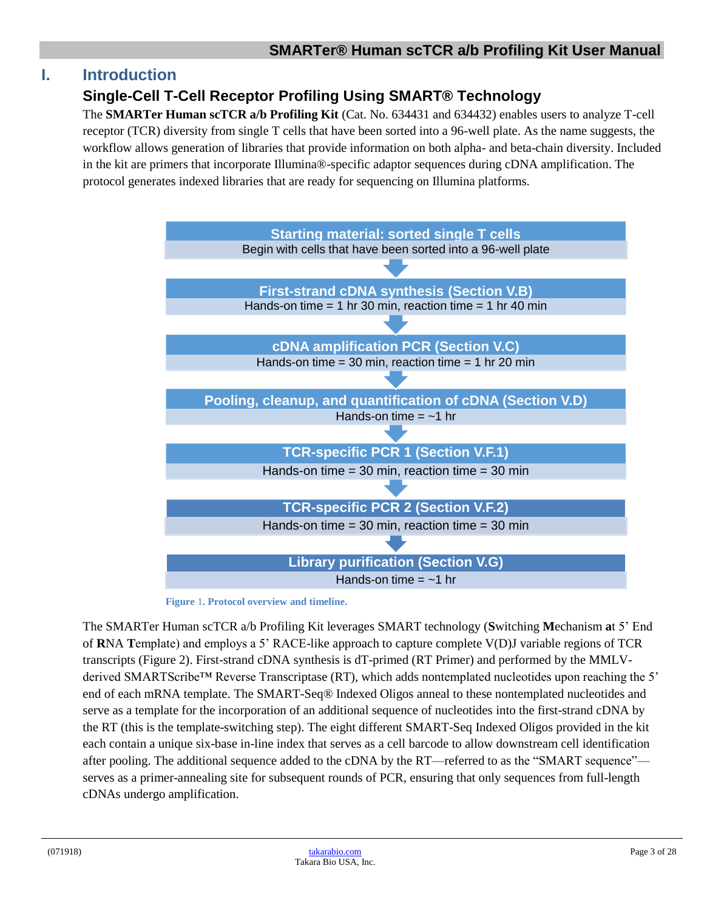# I. Introduction

## Single-Cell T-Cell Receptor Profiling Using SMART® Technology

The **SMARTer Human scTCR a/b Profiling Kit** (Cat. No. 634431 and 634432) enables users to analyze T-cell receptor (TCR) diversity from single T cells that have been sorted into a 96-well plate. As the name suggests, the workflow allows generation of libraries that provide information on both alpha- and beta-chain diversity. Included in the kit are primers that incorporate Illumina®-specific adaptor sequences during cDNA amplification. The protocol generates indexed libraries that are ready for sequencing on Illumina platforms.

**Starting material: sorted single T cells**
Begin with cells that have been sorted into a 96-well plate

↓

**First-strand cDNA synthesis (Section V.B)**
Hands-on time = 1 hr 30 min, reaction time = 1 hr 40 min

↓

**cDNA amplification PCR (Section V.C)**
Hands-on time = 30 min, reaction time = 1 hr 20 min

↓

**Pooling, cleanup, and quantification of cDNA (Section V.D)**
Hands-on time = ~1 hr

↓

**TCR-specific PCR 1 (Section V.F.1)**
Hands-on time = 30 min, reaction time = 30 min

↓

**TCR-specific PCR 2 (Section V.F.2)**
Hands-on time = 30 min, reaction time = 30 min

↓

**Library purification (Section V.G)**
Hands-on time = ~1 hr

**Figure 1. Protocol overview and timeline.**

The SMARTer Human scTCR a/b Profiling Kit leverages SMART technology (**S**witching **M**echanism **a**t 5' End of **R**NA **T**emplate) and employs a 5' RACE-like approach to capture complete V(D)J variable regions of TCR transcripts (Figure 2). First-strand cDNA synthesis is dT-primed (RT Primer) and performed by the MMLV-derived SMARTScribe™ Reverse Transcriptase (RT), which adds nontemplated nucleotides upon reaching the 5' end of each mRNA template. The SMART-Seq® Indexed Oligos anneal to these nontemplated nucleotides and serve as a template for the incorporation of an additional sequence of nucleotides into the first-strand cDNA by the RT (this is the template-switching step). The eight different SMART-Seq Indexed Oligos provided in the kit each contain a unique six-base in-line index that serves as a cell barcode to allow downstream cell identification after pooling. The additional sequence added to the cDNA by the RT—referred to as the "SMART sequence"—serves as a primer-annealing site for subsequent rounds of PCR, ensuring that only sequences from full-length cDNAs undergo amplification.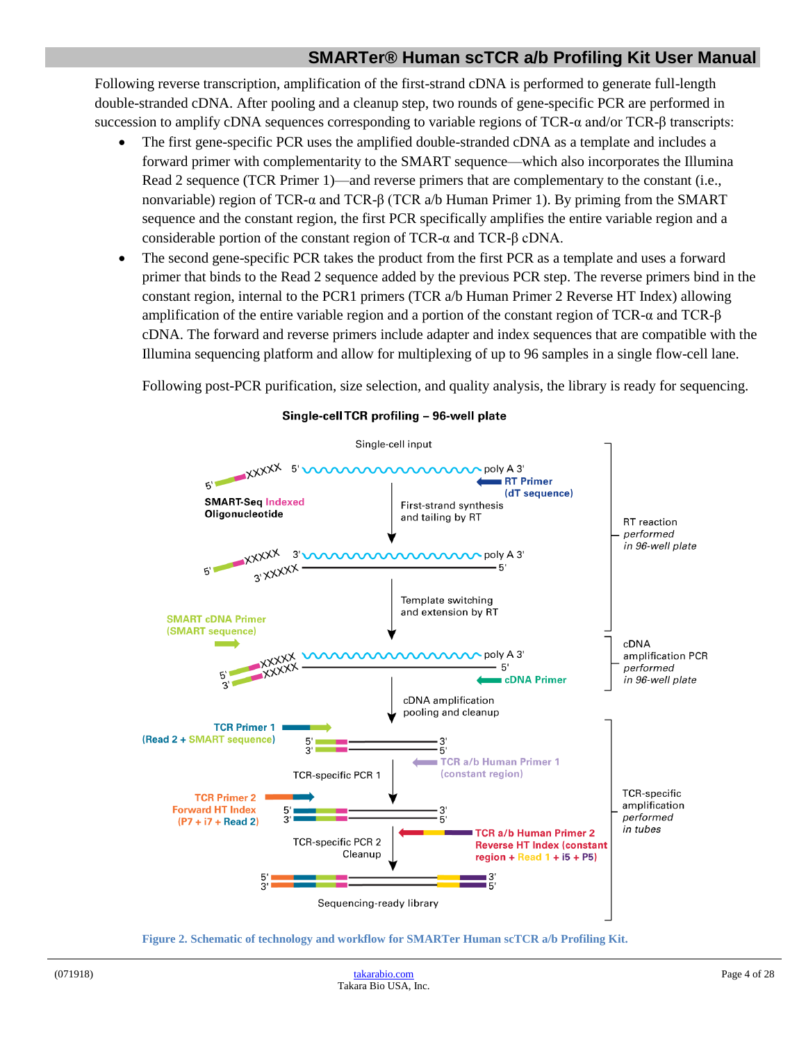Following reverse transcription, amplification of the first-strand cDNA is performed to generate full-length double-stranded cDNA. After pooling and a cleanup step, two rounds of gene-specific PCR are performed in succession to amplify cDNA sequences corresponding to variable regions of TCR-α and/or TCR-β transcripts:

- The first gene-specific PCR uses the amplified double-stranded cDNA as a template and includes a forward primer with complementarity to the SMART sequence—which also incorporates the Illumina Read 2 sequence (TCR Primer 1)—and reverse primers that are complementary to the constant (i.e., nonvariable) region of TCR-α and TCR-β (TCR a/b Human Primer 1). By priming from the SMART sequence and the constant region, the first PCR specifically amplifies the entire variable region and a considerable portion of the constant region of TCR-α and TCR-β cDNA.
- The second gene-specific PCR takes the product from the first PCR as a template and uses a forward primer that binds to the Read 2 sequence added by the previous PCR step. The reverse primers bind in the constant region, internal to the PCR1 primers (TCR a/b Human Primer 2 Reverse HT Index) allowing amplification of the entire variable region and a portion of the constant region of TCR-α and TCR-β cDNA. The forward and reverse primers include adapter and index sequences that are compatible with the Illumina sequencing platform and allow for multiplexing of up to 96 samples in a single flow-cell lane.

  Following post-PCR purification, size selection, and quality analysis, the library is ready for sequencing.

**Single-cell TCR profiling – 96-well plate**

Single-cell input

SMART-Seq Indexed Oligonucleotide — RT Primer (dT sequence)

First-strand synthesis and tailing by RT

Template switching and extension by RT

SMART cDNA Primer (SMART sequence) — cDNA Primer

cDNA amplification pooling and cleanup

TCR Primer 1 (Read 2 + SMART sequence) — TCR a/b Human Primer 1 (constant region)

TCR-specific PCR 1

TCR Primer 2 Forward HT Index (P7 + i7 + Read 2) — TCR a/b Human Primer 2 Reverse HT Index (constant region + Read 1 + i5 + P5)

TCR-specific PCR 2 Cleanup

Sequencing-ready library

RT reaction *performed in 96-well plate*

cDNA amplification PCR *performed in 96-well plate*

TCR-specific amplification *performed in tubes*

**Figure 2. Schematic of technology and workflow for SMARTer Human scTCR a/b Profiling Kit.**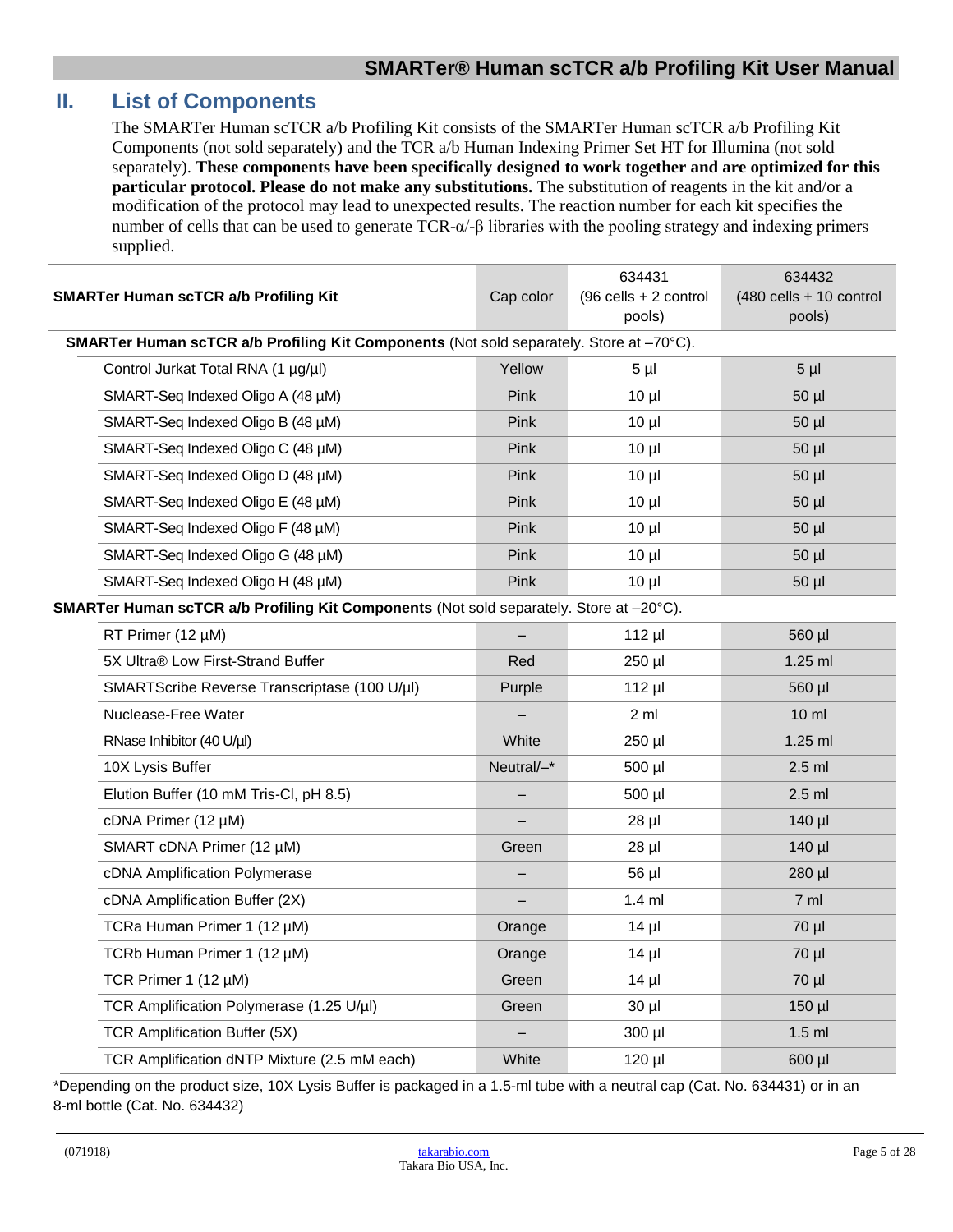## II. List of Components

The SMARTer Human scTCR a/b Profiling Kit consists of the SMARTer Human scTCR a/b Profiling Kit Components (not sold separately) and the TCR a/b Human Indexing Primer Set HT for Illumina (not sold separately). **These components have been specifically designed to work together and are optimized for this particular protocol. Please do not make any substitutions.** The substitution of reagents in the kit and/or a modification of the protocol may lead to unexpected results. The reaction number for each kit specifies the number of cells that can be used to generate TCR-α/-β libraries with the pooling strategy and indexing primers supplied.

| SMARTer Human scTCR a/b Profiling Kit | Cap color | 634431 (96 cells + 2 control pools) | 634432 (480 cells + 10 control pools) |
|---|---|---|---|
| **SMARTer Human scTCR a/b Profiling Kit Components** (Not sold separately. Store at –70°C). | | | |
| Control Jurkat Total RNA (1 µg/µl) | Yellow | 5 µl | 5 µl |
| SMART-Seq Indexed Oligo A (48 µM) | Pink | 10 µl | 50 µl |
| SMART-Seq Indexed Oligo B (48 µM) | Pink | 10 µl | 50 µl |
| SMART-Seq Indexed Oligo C (48 µM) | Pink | 10 µl | 50 µl |
| SMART-Seq Indexed Oligo D (48 µM) | Pink | 10 µl | 50 µl |
| SMART-Seq Indexed Oligo E (48 µM) | Pink | 10 µl | 50 µl |
| SMART-Seq Indexed Oligo F (48 µM) | Pink | 10 µl | 50 µl |
| SMART-Seq Indexed Oligo G (48 µM) | Pink | 10 µl | 50 µl |
| SMART-Seq Indexed Oligo H (48 µM) | Pink | 10 µl | 50 µl |
| **SMARTer Human scTCR a/b Profiling Kit Components** (Not sold separately. Store at –20°C). | | | |
| RT Primer (12 µM) | – | 112 µl | 560 µl |
| 5X Ultra® Low First-Strand Buffer | Red | 250 µl | 1.25 ml |
| SMARTScribe Reverse Transcriptase (100 U/µl) | Purple | 112 µl | 560 µl |
| Nuclease-Free Water | – | 2 ml | 10 ml |
| RNase Inhibitor (40 U/µl) | White | 250 µl | 1.25 ml |
| 10X Lysis Buffer | Neutral/–* | 500 µl | 2.5 ml |
| Elution Buffer (10 mM Tris-Cl, pH 8.5) | – | 500 µl | 2.5 ml |
| cDNA Primer (12 µM) | – | 28 µl | 140 µl |
| SMART cDNA Primer (12 µM) | Green | 28 µl | 140 µl |
| cDNA Amplification Polymerase | – | 56 µl | 280 µl |
| cDNA Amplification Buffer (2X) | – | 1.4 ml | 7 ml |
| TCRa Human Primer 1 (12 µM) | Orange | 14 µl | 70 µl |
| TCRb Human Primer 1 (12 µM) | Orange | 14 µl | 70 µl |
| TCR Primer 1 (12 µM) | Green | 14 µl | 70 µl |
| TCR Amplification Polymerase (1.25 U/µl) | Green | 30 µl | 150 µl |
| TCR Amplification Buffer (5X) | – | 300 µl | 1.5 ml |
| TCR Amplification dNTP Mixture (2.5 mM each) | White | 120 µl | 600 µl |

*Depending on the product size, 10X Lysis Buffer is packaged in a 1.5-ml tube with a neutral cap (Cat. No. 634431) or in an 8-ml bottle (Cat. No. 634432)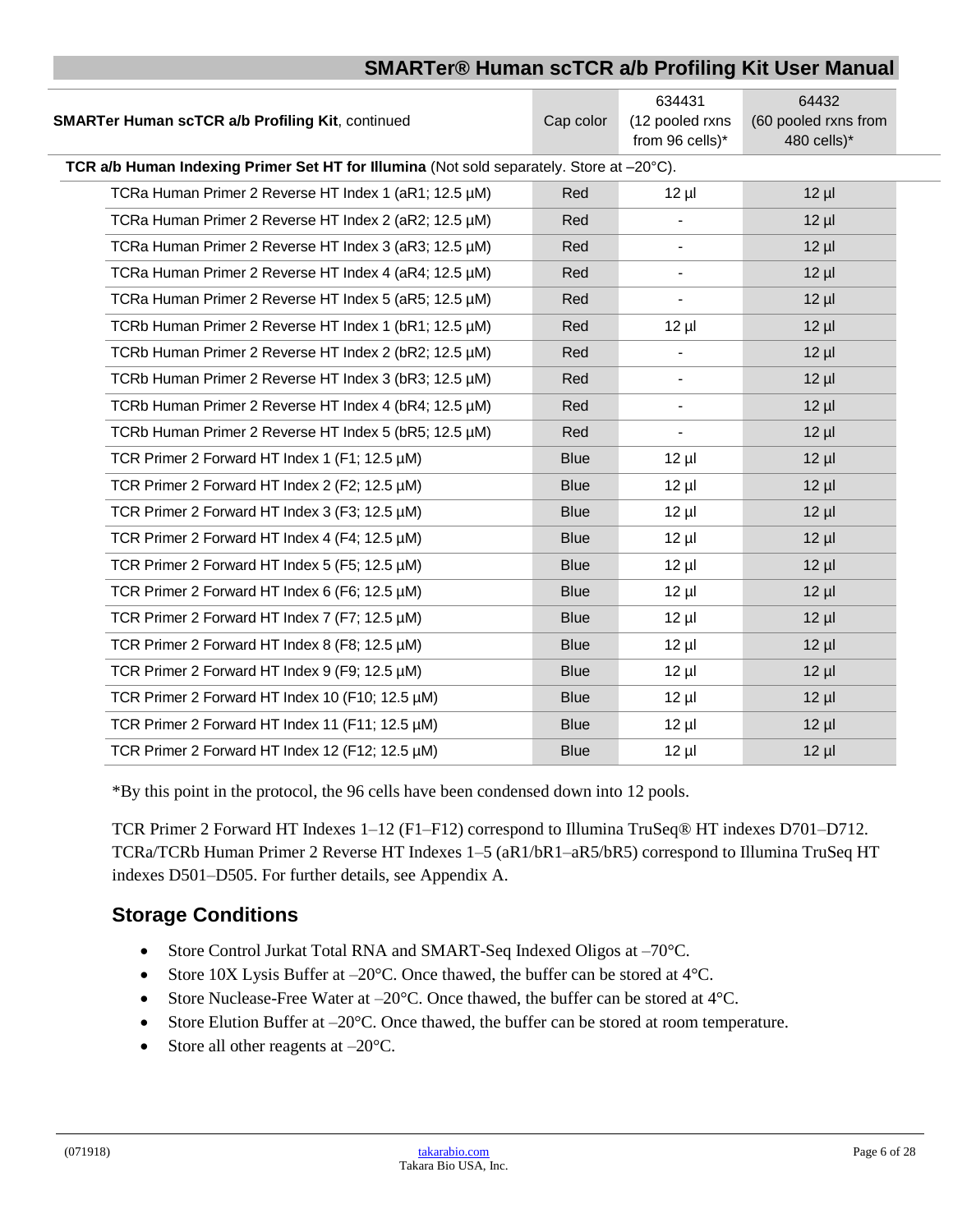| SMARTer Human scTCR a/b Profiling Kit, continued | Cap color | 634431 (12 pooled rxns from 96 cells)* | 64432 (60 pooled rxns from 480 cells)* |
|---|---|---|---|
| **TCR a/b Human Indexing Primer Set HT for Illumina** (Not sold separately. Store at –20°C). | | | |
| TCRa Human Primer 2 Reverse HT Index 1 (aR1; 12.5 µM) | Red | 12 µl | 12 µl |
| TCRa Human Primer 2 Reverse HT Index 2 (aR2; 12.5 µM) | Red | - | 12 µl |
| TCRa Human Primer 2 Reverse HT Index 3 (aR3; 12.5 µM) | Red | - | 12 µl |
| TCRa Human Primer 2 Reverse HT Index 4 (aR4; 12.5 µM) | Red | - | 12 µl |
| TCRa Human Primer 2 Reverse HT Index 5 (aR5; 12.5 µM) | Red | - | 12 µl |
| TCRb Human Primer 2 Reverse HT Index 1 (bR1; 12.5 µM) | Red | 12 µl | 12 µl |
| TCRb Human Primer 2 Reverse HT Index 2 (bR2; 12.5 µM) | Red | - | 12 µl |
| TCRb Human Primer 2 Reverse HT Index 3 (bR3; 12.5 µM) | Red | - | 12 µl |
| TCRb Human Primer 2 Reverse HT Index 4 (bR4; 12.5 µM) | Red | - | 12 µl |
| TCRb Human Primer 2 Reverse HT Index 5 (bR5; 12.5 µM) | Red | - | 12 µl |
| TCR Primer 2 Forward HT Index 1 (F1; 12.5 µM) | Blue | 12 µl | 12 µl |
| TCR Primer 2 Forward HT Index 2 (F2; 12.5 µM) | Blue | 12 µl | 12 µl |
| TCR Primer 2 Forward HT Index 3 (F3; 12.5 µM) | Blue | 12 µl | 12 µl |
| TCR Primer 2 Forward HT Index 4 (F4; 12.5 µM) | Blue | 12 µl | 12 µl |
| TCR Primer 2 Forward HT Index 5 (F5; 12.5 µM) | Blue | 12 µl | 12 µl |
| TCR Primer 2 Forward HT Index 6 (F6; 12.5 µM) | Blue | 12 µl | 12 µl |
| TCR Primer 2 Forward HT Index 7 (F7; 12.5 µM) | Blue | 12 µl | 12 µl |
| TCR Primer 2 Forward HT Index 8 (F8; 12.5 µM) | Blue | 12 µl | 12 µl |
| TCR Primer 2 Forward HT Index 9 (F9; 12.5 µM) | Blue | 12 µl | 12 µl |
| TCR Primer 2 Forward HT Index 10 (F10; 12.5 µM) | Blue | 12 µl | 12 µl |
| TCR Primer 2 Forward HT Index 11 (F11; 12.5 µM) | Blue | 12 µl | 12 µl |
| TCR Primer 2 Forward HT Index 12 (F12; 12.5 µM) | Blue | 12 µl | 12 µl |

*By this point in the protocol, the 96 cells have been condensed down into 12 pools.

TCR Primer 2 Forward HT Indexes 1–12 (F1–F12) correspond to Illumina TruSeq® HT indexes D701–D712. TCRa/TCRb Human Primer 2 Reverse HT Indexes 1–5 (aR1/bR1–aR5/bR5) correspond to Illumina TruSeq HT indexes D501–D505. For further details, see Appendix A.

## Storage Conditions

- Store Control Jurkat Total RNA and SMART-Seq Indexed Oligos at –70°C.
- Store 10X Lysis Buffer at –20°C. Once thawed, the buffer can be stored at 4°C.
- Store Nuclease-Free Water at –20°C. Once thawed, the buffer can be stored at 4°C.
- Store Elution Buffer at –20°C. Once thawed, the buffer can be stored at room temperature.
- Store all other reagents at –20°C.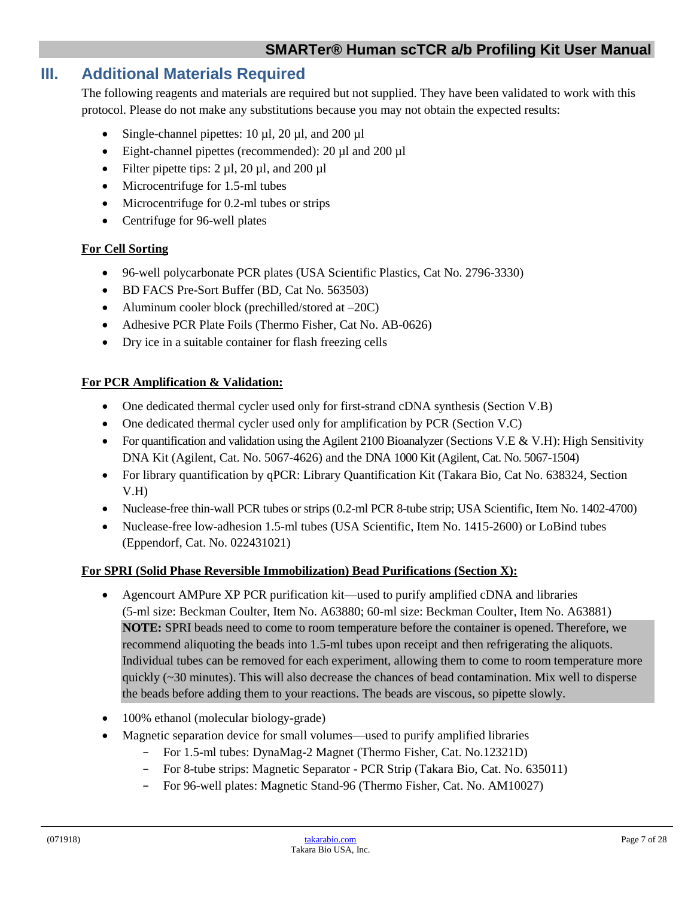# III. Additional Materials Required

The following reagents and materials are required but not supplied. They have been validated to work with this protocol. Please do not make any substitutions because you may not obtain the expected results:

- Single-channel pipettes: 10 µl, 20 µl, and 200 µl
- Eight-channel pipettes (recommended): 20 µl and 200 µl
- Filter pipette tips: 2 µl, 20 µl, and 200 µl
- Microcentrifuge for 1.5-ml tubes
- Microcentrifuge for 0.2-ml tubes or strips
- Centrifuge for 96-well plates

**For Cell Sorting**

- 96-well polycarbonate PCR plates (USA Scientific Plastics, Cat No. 2796-3330)
- BD FACS Pre-Sort Buffer (BD, Cat No. 563503)
- Aluminum cooler block (prechilled/stored at –20C)
- Adhesive PCR Plate Foils (Thermo Fisher, Cat No. AB-0626)
- Dry ice in a suitable container for flash freezing cells

**For PCR Amplification & Validation:**

- One dedicated thermal cycler used only for first-strand cDNA synthesis (Section V.B)
- One dedicated thermal cycler used only for amplification by PCR (Section V.C)
- For quantification and validation using the Agilent 2100 Bioanalyzer (Sections V.E & V.H): High Sensitivity DNA Kit (Agilent, Cat. No. 5067-4626) and the DNA 1000 Kit (Agilent, Cat. No. 5067-1504)
- For library quantification by qPCR: Library Quantification Kit (Takara Bio, Cat No. 638324, Section V.H)
- Nuclease-free thin-wall PCR tubes or strips (0.2-ml PCR 8-tube strip; USA Scientific, Item No. 1402-4700)
- Nuclease-free low-adhesion 1.5-ml tubes (USA Scientific, Item No. 1415-2600) or LoBind tubes (Eppendorf, Cat. No. 022431021)

**For SPRI (Solid Phase Reversible Immobilization) Bead Purifications (Section X):**

- Agencourt AMPure XP PCR purification kit—used to purify amplified cDNA and libraries (5-ml size: Beckman Coulter, Item No. A63880; 60-ml size: Beckman Coulter, Item No. A63881)
  **NOTE:** SPRI beads need to come to room temperature before the container is opened. Therefore, we recommend aliquoting the beads into 1.5-ml tubes upon receipt and then refrigerating the aliquots. Individual tubes can be removed for each experiment, allowing them to come to room temperature more quickly (~30 minutes). This will also decrease the chances of bead contamination. Mix well to disperse the beads before adding them to your reactions. The beads are viscous, so pipette slowly.
- 100% ethanol (molecular biology-grade)
- Magnetic separation device for small volumes—used to purify amplified libraries
  - For 1.5-ml tubes: DynaMag-2 Magnet (Thermo Fisher, Cat. No.12321D)
  - For 8-tube strips: Magnetic Separator - PCR Strip (Takara Bio, Cat. No. 635011)
  - For 96-well plates: Magnetic Stand-96 (Thermo Fisher, Cat. No. AM10027)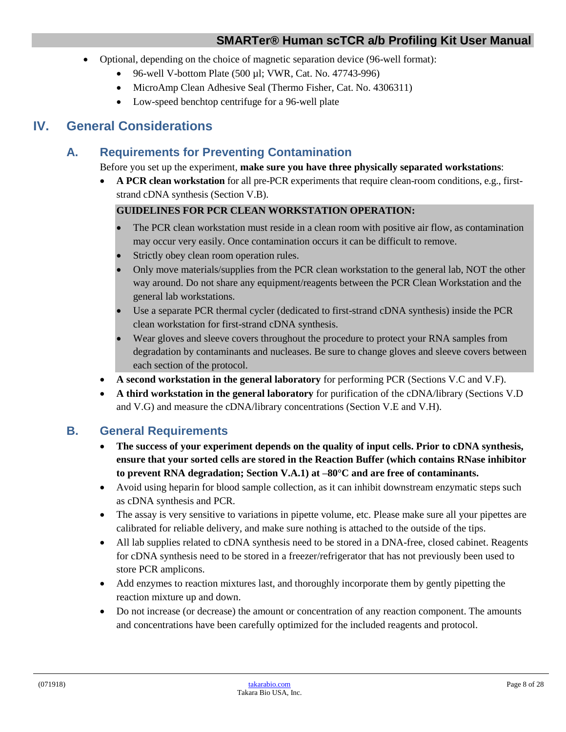- Optional, depending on the choice of magnetic separation device (96-well format):
  - 96-well V-bottom Plate (500 µl; VWR, Cat. No. 47743-996)
  - MicroAmp Clean Adhesive Seal (Thermo Fisher, Cat. No. 4306311)
  - Low-speed benchtop centrifuge for a 96-well plate

# IV. General Considerations

## A. Requirements for Preventing Contamination

Before you set up the experiment, **make sure you have three physically separated workstations**:

- **A PCR clean workstation** for all pre-PCR experiments that require clean-room conditions, e.g., first-strand cDNA synthesis (Section V.B).

  **GUIDELINES FOR PCR CLEAN WORKSTATION OPERATION:**

  - The PCR clean workstation must reside in a clean room with positive air flow, as contamination may occur very easily. Once contamination occurs it can be difficult to remove.
  - Strictly obey clean room operation rules.
  - Only move materials/supplies from the PCR clean workstation to the general lab, NOT the other way around. Do not share any equipment/reagents between the PCR Clean Workstation and the general lab workstations.
  - Use a separate PCR thermal cycler (dedicated to first-strand cDNA synthesis) inside the PCR clean workstation for first-strand cDNA synthesis.
  - Wear gloves and sleeve covers throughout the procedure to protect your RNA samples from degradation by contaminants and nucleases. Be sure to change gloves and sleeve covers between each section of the protocol.

- **A second workstation in the general laboratory** for performing PCR (Sections V.C and V.F).
- **A third workstation in the general laboratory** for purification of the cDNA/library (Sections V.D and V.G) and measure the cDNA/library concentrations (Section V.E and V.H).

## B. General Requirements

- **The success of your experiment depends on the quality of input cells. Prior to cDNA synthesis, ensure that your sorted cells are stored in the Reaction Buffer (which contains RNase inhibitor to prevent RNA degradation; Section V.A.1) at –80°C and are free of contaminants.**
- Avoid using heparin for blood sample collection, as it can inhibit downstream enzymatic steps such as cDNA synthesis and PCR.
- The assay is very sensitive to variations in pipette volume, etc. Please make sure all your pipettes are calibrated for reliable delivery, and make sure nothing is attached to the outside of the tips.
- All lab supplies related to cDNA synthesis need to be stored in a DNA-free, closed cabinet. Reagents for cDNA synthesis need to be stored in a freezer/refrigerator that has not previously been used to store PCR amplicons.
- Add enzymes to reaction mixtures last, and thoroughly incorporate them by gently pipetting the reaction mixture up and down.
- Do not increase (or decrease) the amount or concentration of any reaction component. The amounts and concentrations have been carefully optimized for the included reagents and protocol.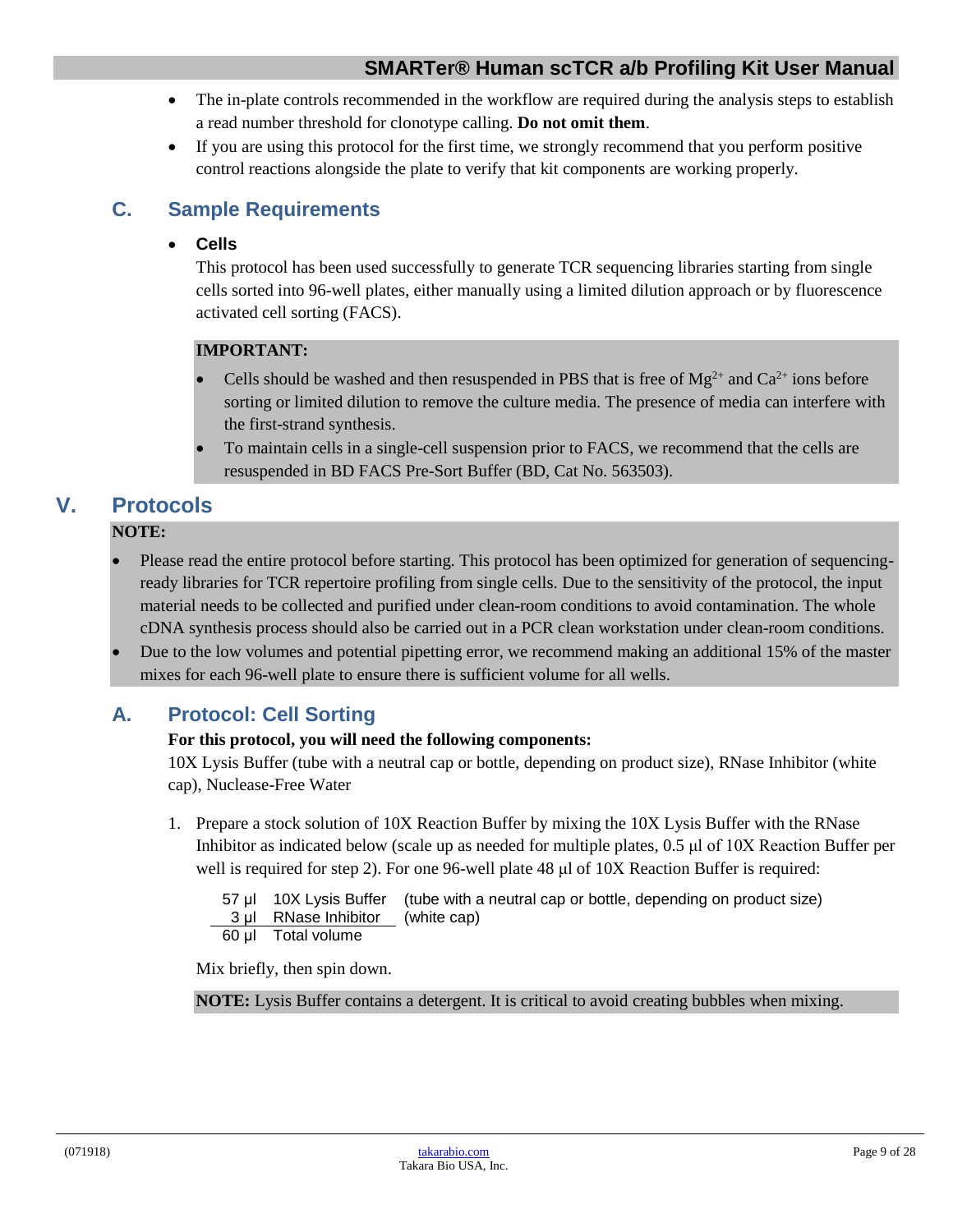- The in-plate controls recommended in the workflow are required during the analysis steps to establish a read number threshold for clonotype calling. **Do not omit them**.
- If you are using this protocol for the first time, we strongly recommend that you perform positive control reactions alongside the plate to verify that kit components are working properly.

## C. Sample Requirements

- **Cells**

  This protocol has been used successfully to generate TCR sequencing libraries starting from single cells sorted into 96-well plates, either manually using a limited dilution approach or by fluorescence activated cell sorting (FACS).

**IMPORTANT:**

- Cells should be washed and then resuspended in PBS that is free of $Mg^{2+}$ and $Ca^{2+}$ ions before sorting or limited dilution to remove the culture media. The presence of media can interfere with the first-strand synthesis.
- To maintain cells in a single-cell suspension prior to FACS, we recommend that the cells are resuspended in BD FACS Pre-Sort Buffer (BD, Cat No. 563503).

# V. Protocols

**NOTE:**

- Please read the entire protocol before starting. This protocol has been optimized for generation of sequencing-ready libraries for TCR repertoire profiling from single cells. Due to the sensitivity of the protocol, the input material needs to be collected and purified under clean-room conditions to avoid contamination. The whole cDNA synthesis process should also be carried out in a PCR clean workstation under clean-room conditions.
- Due to the low volumes and potential pipetting error, we recommend making an additional 15% of the master mixes for each 96-well plate to ensure there is sufficient volume for all wells.

## A. Protocol: Cell Sorting

**For this protocol, you will need the following components:**

10X Lysis Buffer (tube with a neutral cap or bottle, depending on product size), RNase Inhibitor (white cap), Nuclease-Free Water

1. Prepare a stock solution of 10X Reaction Buffer by mixing the 10X Lysis Buffer with the RNase Inhibitor as indicated below (scale up as needed for multiple plates, 0.5 µl of 10X Reaction Buffer per well is required for step 2). For one 96-well plate 48 µl of 10X Reaction Buffer is required:

| | | |
|---|---|---|
| 57 µl | 10X Lysis Buffer | (tube with a neutral cap or bottle, depending on product size) |
| 3 µl | RNase Inhibitor | (white cap) |
| 60 µl | Total volume | |

   Mix briefly, then spin down.

   **NOTE:** Lysis Buffer contains a detergent. It is critical to avoid creating bubbles when mixing.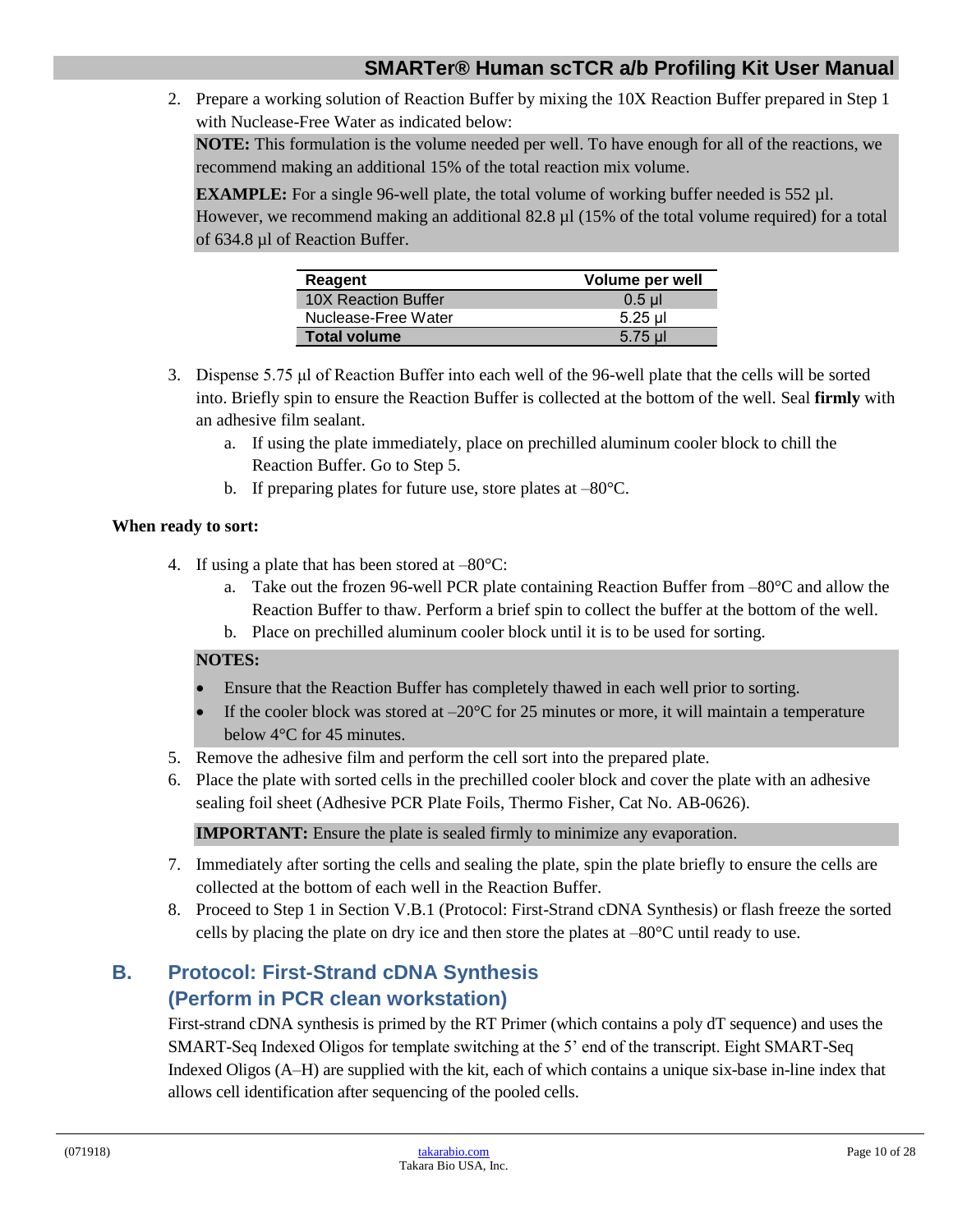2. Prepare a working solution of Reaction Buffer by mixing the 10X Reaction Buffer prepared in Step 1 with Nuclease-Free Water as indicated below:

   **NOTE:** This formulation is the volume needed per well. To have enough for all of the reactions, we recommend making an additional 15% of the total reaction mix volume.

   **EXAMPLE:** For a single 96-well plate, the total volume of working buffer needed is 552 µl. However, we recommend making an additional 82.8 µl (15% of the total volume required) for a total of 634.8 µl of Reaction Buffer.

| Reagent | Volume per well |
|---|---|
| 10X Reaction Buffer | 0.5 µl |
| Nuclease-Free Water | 5.25 µl |
| **Total volume** | 5.75 µl |

3. Dispense 5.75 µl of Reaction Buffer into each well of the 96-well plate that the cells will be sorted into. Briefly spin to ensure the Reaction Buffer is collected at the bottom of the well. Seal **firmly** with an adhesive film sealant.
   a. If using the plate immediately, place on prechilled aluminum cooler block to chill the Reaction Buffer. Go to Step 5.
   b. If preparing plates for future use, store plates at –80°C.

**When ready to sort:**

4. If using a plate that has been stored at –80°C:
   a. Take out the frozen 96-well PCR plate containing Reaction Buffer from –80°C and allow the Reaction Buffer to thaw. Perform a brief spin to collect the buffer at the bottom of the well.
   b. Place on prechilled aluminum cooler block until it is to be used for sorting.

   **NOTES:**
   - Ensure that the Reaction Buffer has completely thawed in each well prior to sorting.
   - If the cooler block was stored at –20°C for 25 minutes or more, it will maintain a temperature below 4°C for 45 minutes.
5. Remove the adhesive film and perform the cell sort into the prepared plate.
6. Place the plate with sorted cells in the prechilled cooler block and cover the plate with an adhesive sealing foil sheet (Adhesive PCR Plate Foils, Thermo Fisher, Cat No. AB-0626).

   **IMPORTANT:** Ensure the plate is sealed firmly to minimize any evaporation.
7. Immediately after sorting the cells and sealing the plate, spin the plate briefly to ensure the cells are collected at the bottom of each well in the Reaction Buffer.
8. Proceed to Step 1 in Section V.B.1 (Protocol: First-Strand cDNA Synthesis) or flash freeze the sorted cells by placing the plate on dry ice and then store the plates at –80°C until ready to use.

## B. Protocol: First-Strand cDNA Synthesis (Perform in PCR clean workstation)

First-strand cDNA synthesis is primed by the RT Primer (which contains a poly dT sequence) and uses the SMART-Seq Indexed Oligos for template switching at the 5' end of the transcript. Eight SMART-Seq Indexed Oligos (A–H) are supplied with the kit, each of which contains a unique six-base in-line index that allows cell identification after sequencing of the pooled cells.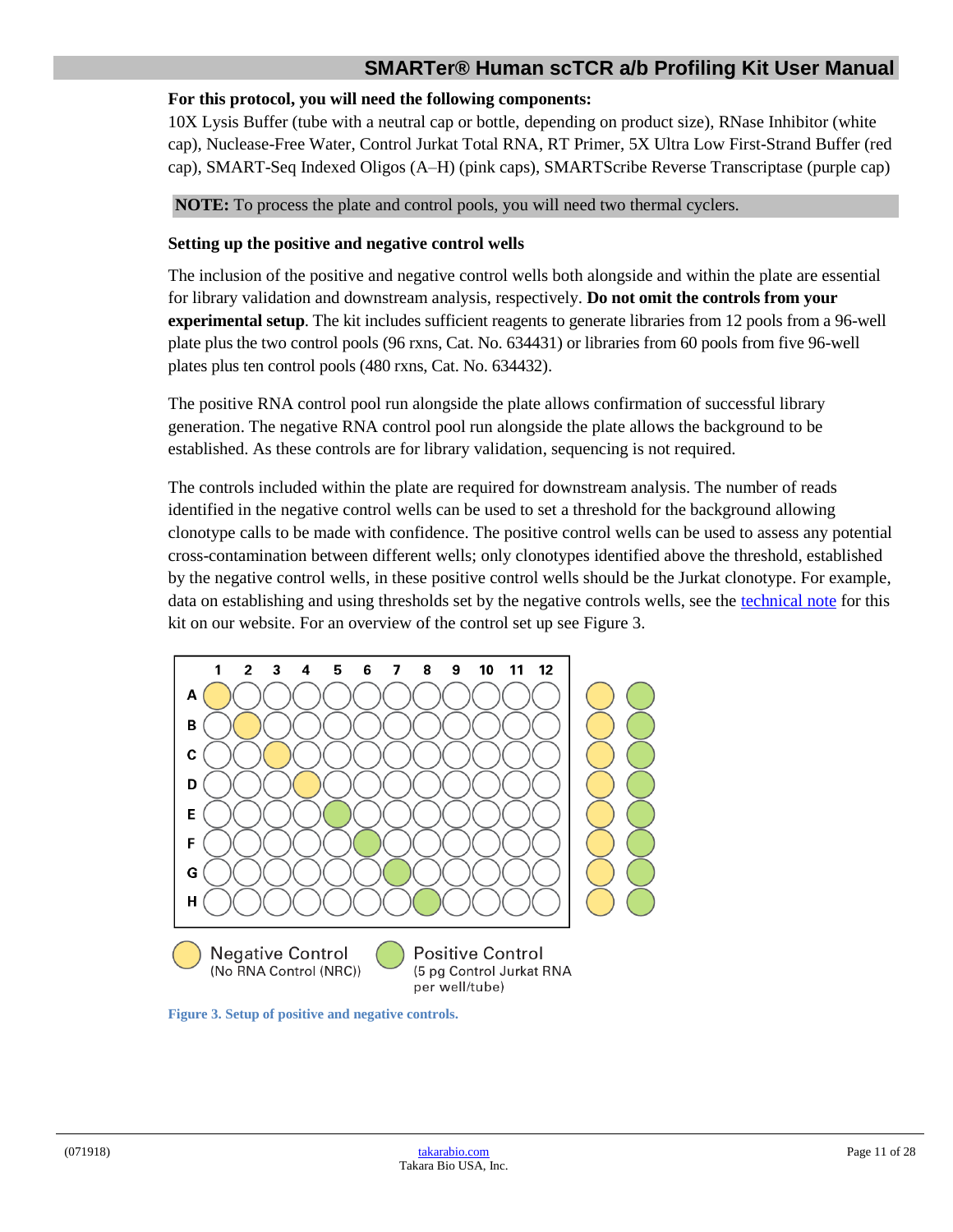**For this protocol, you will need the following components:**
10X Lysis Buffer (tube with a neutral cap or bottle, depending on product size), RNase Inhibitor (white cap), Nuclease-Free Water, Control Jurkat Total RNA, RT Primer, 5X Ultra Low First-Strand Buffer (red cap), SMART-Seq Indexed Oligos (A–H) (pink caps), SMARTScribe Reverse Transcriptase (purple cap)

**NOTE:** To process the plate and control pools, you will need two thermal cyclers.

**Setting up the positive and negative control wells**

The inclusion of the positive and negative control wells both alongside and within the plate are essential for library validation and downstream analysis, respectively. **Do not omit the controls from your experimental setup**. The kit includes sufficient reagents to generate libraries from 12 pools from a 96-well plate plus the two control pools (96 rxns, Cat. No. 634431) or libraries from 60 pools from five 96-well plates plus ten control pools (480 rxns, Cat. No. 634432).

The positive RNA control pool run alongside the plate allows confirmation of successful library generation. The negative RNA control pool run alongside the plate allows the background to be established. As these controls are for library validation, sequencing is not required.

The controls included within the plate are required for downstream analysis. The number of reads identified in the negative control wells can be used to set a threshold for the background allowing clonotype calls to be made with confidence. The positive control wells can be used to assess any potential cross-contamination between different wells; only clonotypes identified above the threshold, established by the negative control wells, in these positive control wells should be the Jurkat clonotype. For example, data on establishing and using thresholds set by the negative controls wells, see the technical note for this kit on our website. For an overview of the control set up see Figure 3.

|   | 1 | 2 | 3 | 4 | 5 | 6 | 7 | 8 | 9 | 10 | 11 | 12 |
|---|---|---|---|---|---|---|---|---|---|---|---|---|
| A | Negative | | | | | | | | | | | |
| B | | Negative | | | | | | | | | | |
| C | | | Negative | | | | | | | | | |
| D | | | | Negative | | | | | | | | |
| E | | | | | Positive | | | | | | | |
| F | | | | | | Positive | | | | | | |
| G | | | | | | | Positive | | | | | |
| H | | | | | | | | Positive | | | | |

Negative Control (No RNA Control (NRC))
Positive Control (5 pg Control Jurkat RNA per well/tube)

**Figure 3. Setup of positive and negative controls.**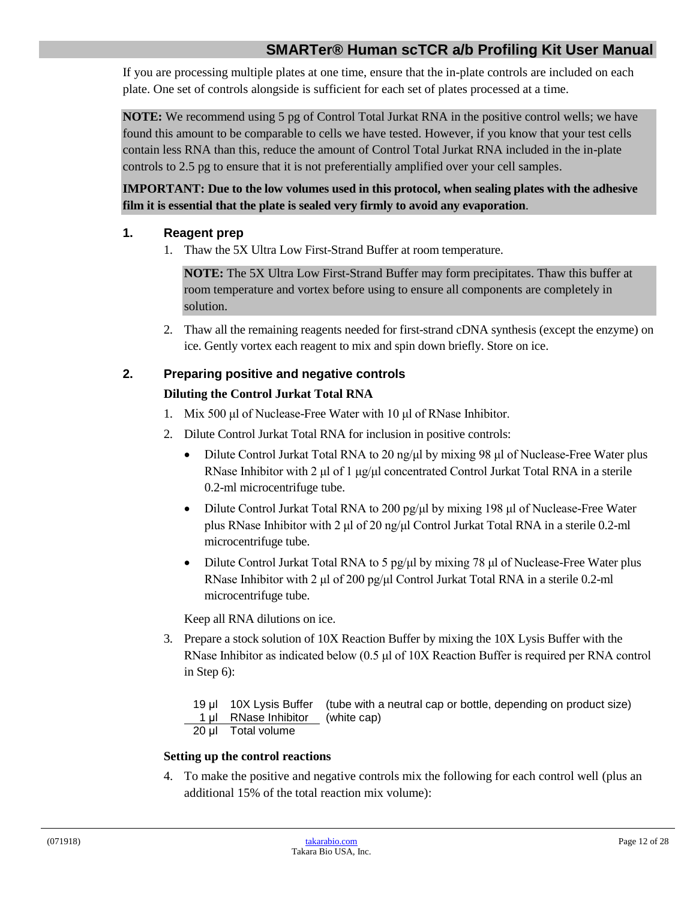If you are processing multiple plates at one time, ensure that the in-plate controls are included on each plate. One set of controls alongside is sufficient for each set of plates processed at a time.

**NOTE:** We recommend using 5 pg of Control Total Jurkat RNA in the positive control wells; we have found this amount to be comparable to cells we have tested. However, if you know that your test cells contain less RNA than this, reduce the amount of Control Total Jurkat RNA included in the in-plate controls to 2.5 pg to ensure that it is not preferentially amplified over your cell samples.

**IMPORTANT: Due to the low volumes used in this protocol, when sealing plates with the adhesive film it is essential that the plate is sealed very firmly to avoid any evaporation**.

### 1. Reagent prep

1. Thaw the 5X Ultra Low First-Strand Buffer at room temperature.

   **NOTE:** The 5X Ultra Low First-Strand Buffer may form precipitates. Thaw this buffer at room temperature and vortex before using to ensure all components are completely in solution.

2. Thaw all the remaining reagents needed for first-strand cDNA synthesis (except the enzyme) on ice. Gently vortex each reagent to mix and spin down briefly. Store on ice.

### 2. Preparing positive and negative controls

**Diluting the Control Jurkat Total RNA**

1. Mix 500 µl of Nuclease-Free Water with 10 µl of RNase Inhibitor.
2. Dilute Control Jurkat Total RNA for inclusion in positive controls:
   - Dilute Control Jurkat Total RNA to 20 ng/µl by mixing 98 µl of Nuclease-Free Water plus RNase Inhibitor with 2 µl of 1 µg/µl concentrated Control Jurkat Total RNA in a sterile 0.2-ml microcentrifuge tube.
   - Dilute Control Jurkat Total RNA to 200 pg/µl by mixing 198 µl of Nuclease-Free Water plus RNase Inhibitor with 2 µl of 20 ng/µl Control Jurkat Total RNA in a sterile 0.2-ml microcentrifuge tube.
   - Dilute Control Jurkat Total RNA to 5 pg/µl by mixing 78 µl of Nuclease-Free Water plus RNase Inhibitor with 2 µl of 200 pg/µl Control Jurkat Total RNA in a sterile 0.2-ml microcentrifuge tube.

   Keep all RNA dilutions on ice.

3. Prepare a stock solution of 10X Reaction Buffer by mixing the 10X Lysis Buffer with the RNase Inhibitor as indicated below (0.5 µl of 10X Reaction Buffer is required per RNA control in Step 6):

| Volume | Component | |
|---|---|---|
| 19 µl | 10X Lysis Buffer | (tube with a neutral cap or bottle, depending on product size) |
| 1 µl | RNase Inhibitor | (white cap) |
| 20 µl | Total volume | |

**Setting up the control reactions**

4. To make the positive and negative controls mix the following for each control well (plus an additional 15% of the total reaction mix volume):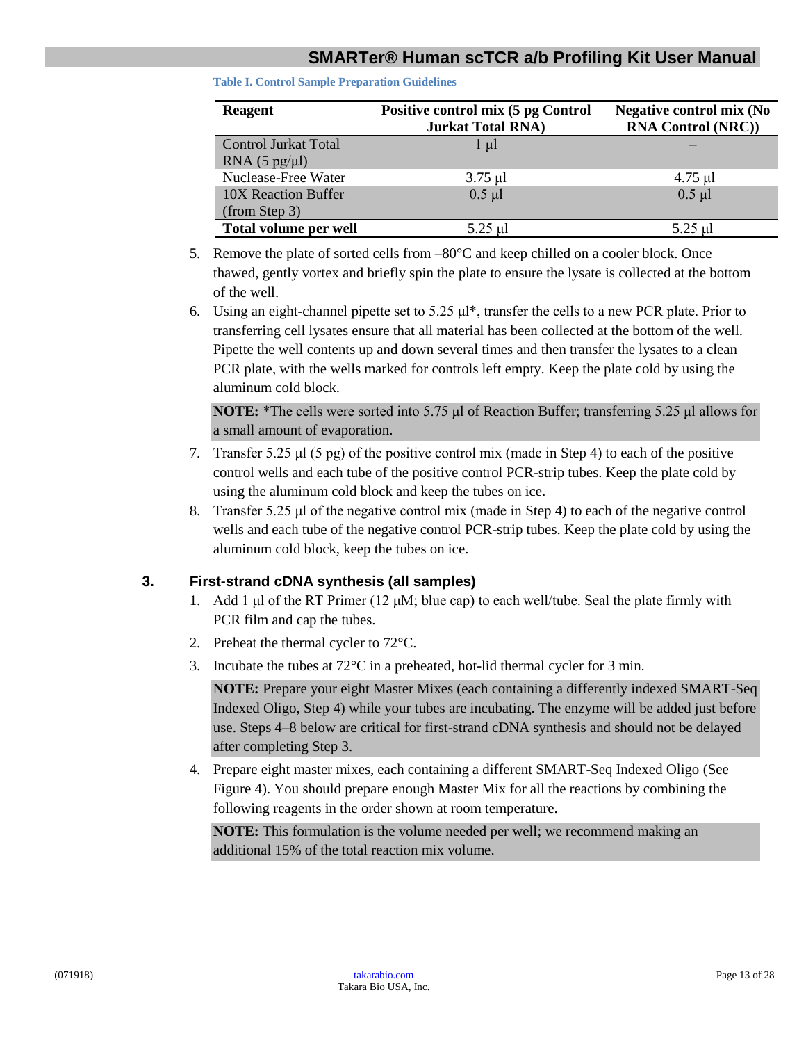**Table I. Control Sample Preparation Guidelines**

| Reagent | Positive control mix (5 pg Control Jurkat Total RNA) | Negative control mix (No RNA Control (NRC)) |
|---|---|---|
| Control Jurkat Total RNA (5 pg/µl) | 1 µl | – |
| Nuclease-Free Water | 3.75 µl | 4.75 µl |
| 10X Reaction Buffer (from Step 3) | 0.5 µl | 0.5 µl |
| **Total volume per well** | 5.25 µl | 5.25 µl |

5. Remove the plate of sorted cells from –80°C and keep chilled on a cooler block. Once thawed, gently vortex and briefly spin the plate to ensure the lysate is collected at the bottom of the well.
6. Using an eight-channel pipette set to 5.25 µl*, transfer the cells to a new PCR plate. Prior to transferring cell lysates ensure that all material has been collected at the bottom of the well. Pipette the well contents up and down several times and then transfer the lysates to a clean PCR plate, with the wells marked for controls left empty. Keep the plate cold by using the aluminum cold block.

   **NOTE:** *The cells were sorted into 5.75 µl of Reaction Buffer; transferring 5.25 µl allows for a small amount of evaporation.

7. Transfer 5.25 µl (5 pg) of the positive control mix (made in Step 4) to each of the positive control wells and each tube of the positive control PCR-strip tubes. Keep the plate cold by using the aluminum cold block and keep the tubes on ice.
8. Transfer 5.25 µl of the negative control mix (made in Step 4) to each of the negative control wells and each tube of the negative control PCR-strip tubes. Keep the plate cold by using the aluminum cold block, keep the tubes on ice.

### 3. First-strand cDNA synthesis (all samples)

1. Add 1 µl of the RT Primer (12 µM; blue cap) to each well/tube. Seal the plate firmly with PCR film and cap the tubes.
2. Preheat the thermal cycler to 72°C.
3. Incubate the tubes at 72°C in a preheated, hot-lid thermal cycler for 3 min.

   **NOTE:** Prepare your eight Master Mixes (each containing a differently indexed SMART-Seq Indexed Oligo, Step 4) while your tubes are incubating. The enzyme will be added just before use. Steps 4–8 below are critical for first-strand cDNA synthesis and should not be delayed after completing Step 3.

4. Prepare eight master mixes, each containing a different SMART-Seq Indexed Oligo (See Figure 4). You should prepare enough Master Mix for all the reactions by combining the following reagents in the order shown at room temperature.

   **NOTE:** This formulation is the volume needed per well; we recommend making an additional 15% of the total reaction mix volume.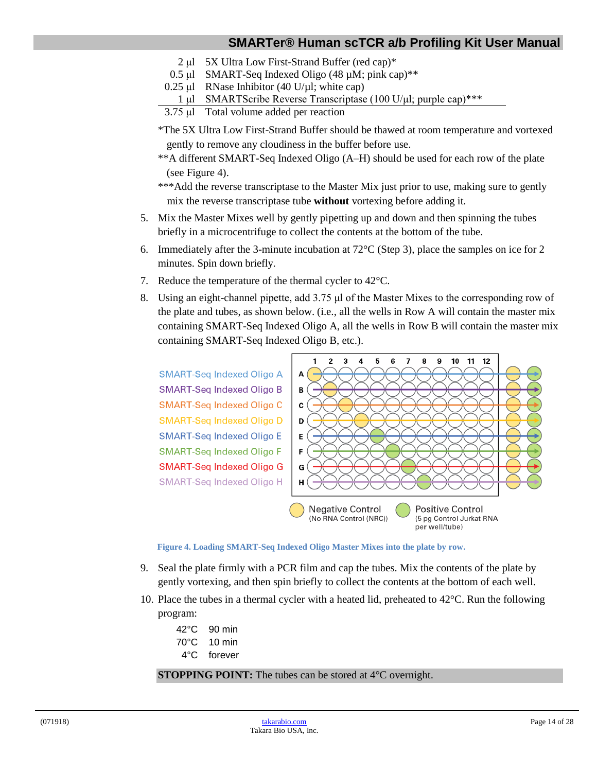| | |
|---|---|
| 2 µl | 5X Ultra Low First-Strand Buffer (red cap)* |
| 0.5 µl | SMART-Seq Indexed Oligo (48 µM; pink cap)** |
| 0.25 µl | RNase Inhibitor (40 U/µl; white cap) |
| 1 µl | SMARTScribe Reverse Transcriptase (100 U/µl; purple cap)*** |
| 3.75 µl | Total volume added per reaction |

*The 5X Ultra Low First-Strand Buffer should be thawed at room temperature and vortexed gently to remove any cloudiness in the buffer before use.

**A different SMART-Seq Indexed Oligo (A–H) should be used for each row of the plate (see Figure 4).

***Add the reverse transcriptase to the Master Mix just prior to use, making sure to gently mix the reverse transcriptase tube **without** vortexing before adding it.

5. Mix the Master Mixes well by gently pipetting up and down and then spinning the tubes briefly in a microcentrifuge to collect the contents at the bottom of the tube.
6. Immediately after the 3-minute incubation at 72°C (Step 3), place the samples on ice for 2 minutes. Spin down briefly.
7. Reduce the temperature of the thermal cycler to 42°C.
8. Using an eight-channel pipette, add 3.75 µl of the Master Mixes to the corresponding row of the plate and tubes, as shown below. (i.e., all the wells in Row A will contain the master mix containing SMART-Seq Indexed Oligo A, all the wells in Row B will contain the master mix containing SMART-Seq Indexed Oligo B, etc.).

SMART-Seq Indexed Oligo A
SMART-Seq Indexed Oligo B
SMART-Seq Indexed Oligo C
SMART-Seq Indexed Oligo D
SMART-Seq Indexed Oligo E
SMART-Seq Indexed Oligo F
SMART-Seq Indexed Oligo G
SMART-Seq Indexed Oligo H

Negative Control (No RNA Control (NRC))
Positive Control (5 pg Control Jurkat RNA per well/tube)

**Figure 4. Loading SMART-Seq Indexed Oligo Master Mixes into the plate by row.**

9. Seal the plate firmly with a PCR film and cap the tubes. Mix the contents of the plate by gently vortexing, and then spin briefly to collect the contents at the bottom of each well.
10. Place the tubes in a thermal cycler with a heated lid, preheated to 42°C. Run the following program:

| | |
|---|---|
| 42°C | 90 min |
| 70°C | 10 min |
| 4°C | forever |

**STOPPING POINT:** The tubes can be stored at 4°C overnight.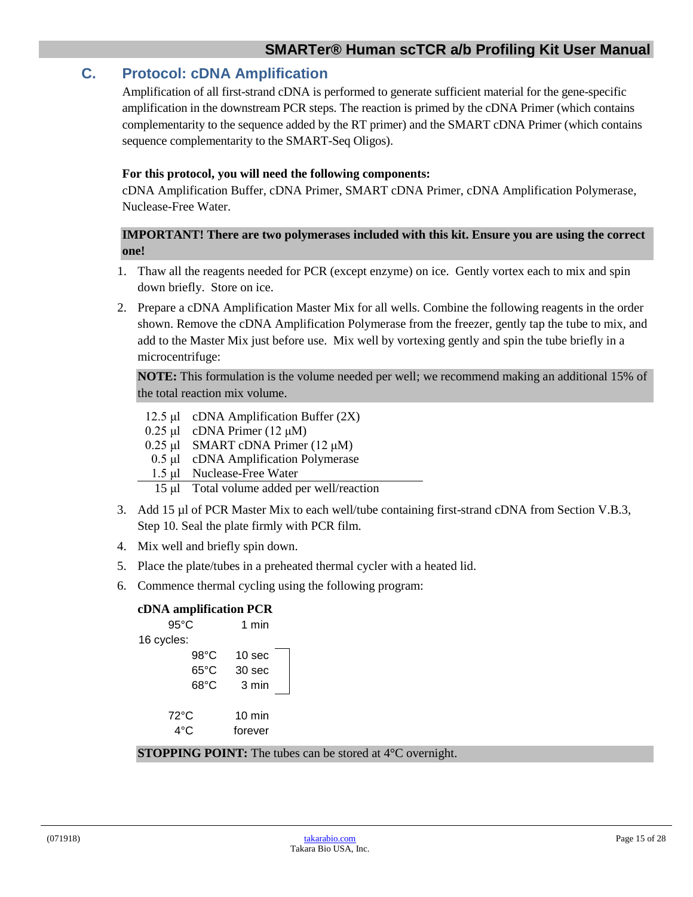## C. Protocol: cDNA Amplification

Amplification of all first-strand cDNA is performed to generate sufficient material for the gene-specific amplification in the downstream PCR steps. The reaction is primed by the cDNA Primer (which contains complementarity to the sequence added by the RT primer) and the SMART cDNA Primer (which contains sequence complementarity to the SMART-Seq Oligos).

**For this protocol, you will need the following components:**
cDNA Amplification Buffer, cDNA Primer, SMART cDNA Primer, cDNA Amplification Polymerase, Nuclease-Free Water.

**IMPORTANT! There are two polymerases included with this kit. Ensure you are using the correct one!**

1. Thaw all the reagents needed for PCR (except enzyme) on ice. Gently vortex each to mix and spin down briefly. Store on ice.
2. Prepare a cDNA Amplification Master Mix for all wells. Combine the following reagents in the order shown. Remove the cDNA Amplification Polymerase from the freezer, gently tap the tube to mix, and add to the Master Mix just before use. Mix well by vortexing gently and spin the tube briefly in a microcentrifuge:

   **NOTE:** This formulation is the volume needed per well; we recommend making an additional 15% of the total reaction mix volume.

   | Volume | Reagent |
   |---|---|
   | 12.5 µl | cDNA Amplification Buffer (2X) |
   | 0.25 µl | cDNA Primer (12 µM) |
   | 0.25 µl | SMART cDNA Primer (12 µM) |
   | 0.5 µl | cDNA Amplification Polymerase |
   | 1.5 µl | Nuclease-Free Water |
   | 15 µl | Total volume added per well/reaction |

3. Add 15 µl of PCR Master Mix to each well/tube containing first-strand cDNA from Section V.B.3, Step 10. Seal the plate firmly with PCR film.
4. Mix well and briefly spin down.
5. Place the plate/tubes in a preheated thermal cycler with a heated lid.
6. Commence thermal cycling using the following program:

   **cDNA amplification PCR**

   95°C 1 min
   16 cycles:
   - 98°C 10 sec
   - 65°C 30 sec
   - 68°C 3 min

   72°C 10 min
   4°C forever

   **STOPPING POINT:** The tubes can be stored at 4°C overnight.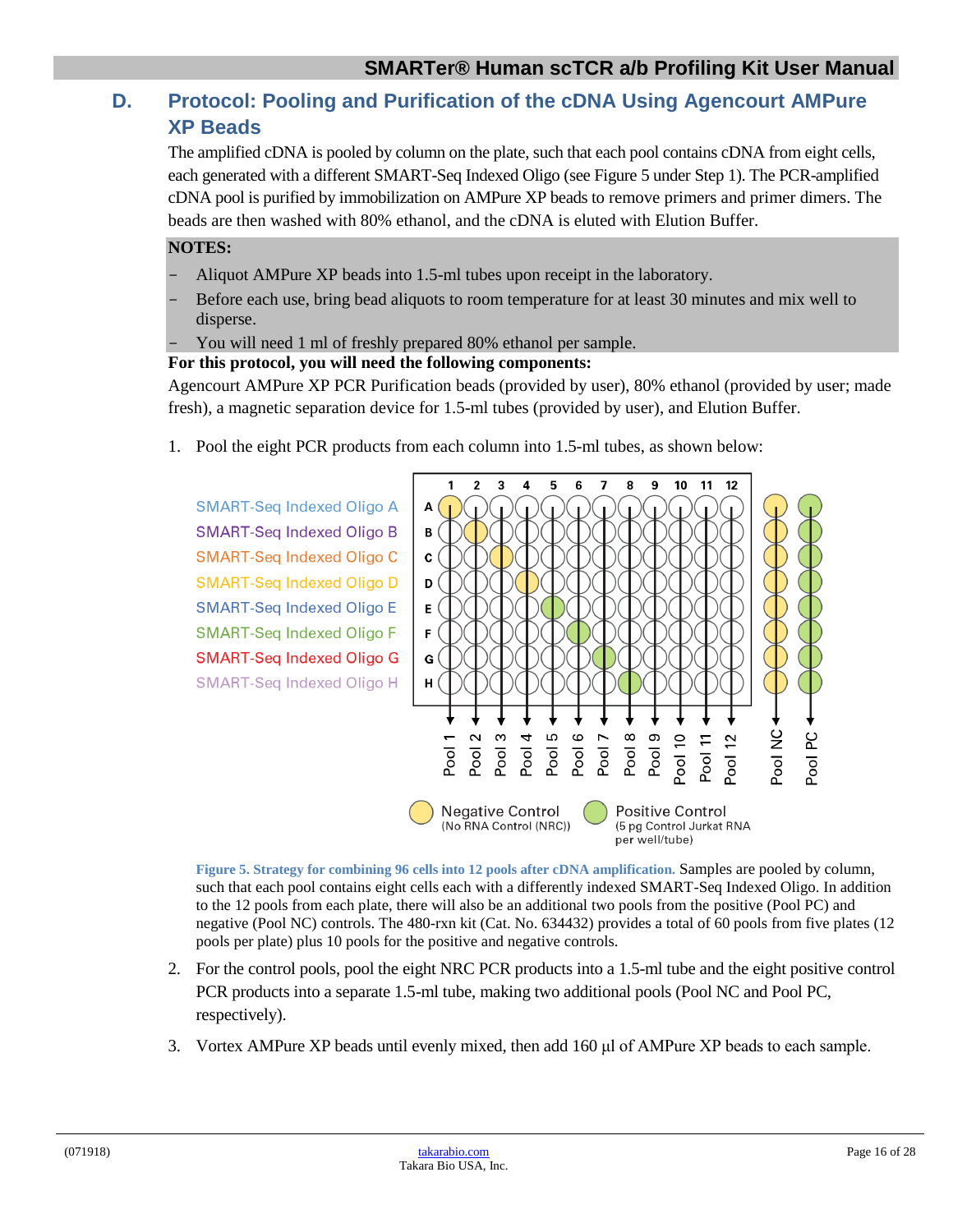## D. Protocol: Pooling and Purification of the cDNA Using Agencourt AMPure XP Beads

The amplified cDNA is pooled by column on the plate, such that each pool contains cDNA from eight cells, each generated with a different SMART-Seq Indexed Oligo (see Figure 5 under Step 1). The PCR-amplified cDNA pool is purified by immobilization on AMPure XP beads to remove primers and primer dimers. The beads are then washed with 80% ethanol, and the cDNA is eluted with Elution Buffer.

**NOTES:**

- Aliquot AMPure XP beads into 1.5-ml tubes upon receipt in the laboratory.
- Before each use, bring bead aliquots to room temperature for at least 30 minutes and mix well to disperse.
- You will need 1 ml of freshly prepared 80% ethanol per sample.

**For this protocol, you will need the following components:**

Agencourt AMPure XP PCR Purification beads (provided by user), 80% ethanol (provided by user; made fresh), a magnetic separation device for 1.5-ml tubes (provided by user), and Elution Buffer.

1. Pool the eight PCR products from each column into 1.5-ml tubes, as shown below:

SMART-Seq Indexed Oligo A
SMART-Seq Indexed Oligo B
SMART-Seq Indexed Oligo C
SMART-Seq Indexed Oligo D
SMART-Seq Indexed Oligo E
SMART-Seq Indexed Oligo F
SMART-Seq Indexed Oligo G
SMART-Seq Indexed Oligo H

Pool 1, Pool 2, Pool 3, Pool 4, Pool 5, Pool 6, Pool 7, Pool 8, Pool 9, Pool 10, Pool 11, Pool 12, Pool NC, Pool PC

Negative Control (No RNA Control (NRC))
Positive Control (5 pg Control Jurkat RNA per well/tube)

**Figure 5. Strategy for combining 96 cells into 12 pools after cDNA amplification.** Samples are pooled by column, such that each pool contains eight cells each with a differently indexed SMART-Seq Indexed Oligo. In addition to the 12 pools from each plate, there will also be an additional two pools from the positive (Pool PC) and negative (Pool NC) controls. The 480-rxn kit (Cat. No. 634432) provides a total of 60 pools from five plates (12 pools per plate) plus 10 pools for the positive and negative controls.

2. For the control pools, pool the eight NRC PCR products into a 1.5-ml tube and the eight positive control PCR products into a separate 1.5-ml tube, making two additional pools (Pool NC and Pool PC, respectively).

3. Vortex AMPure XP beads until evenly mixed, then add 160 µl of AMPure XP beads to each sample.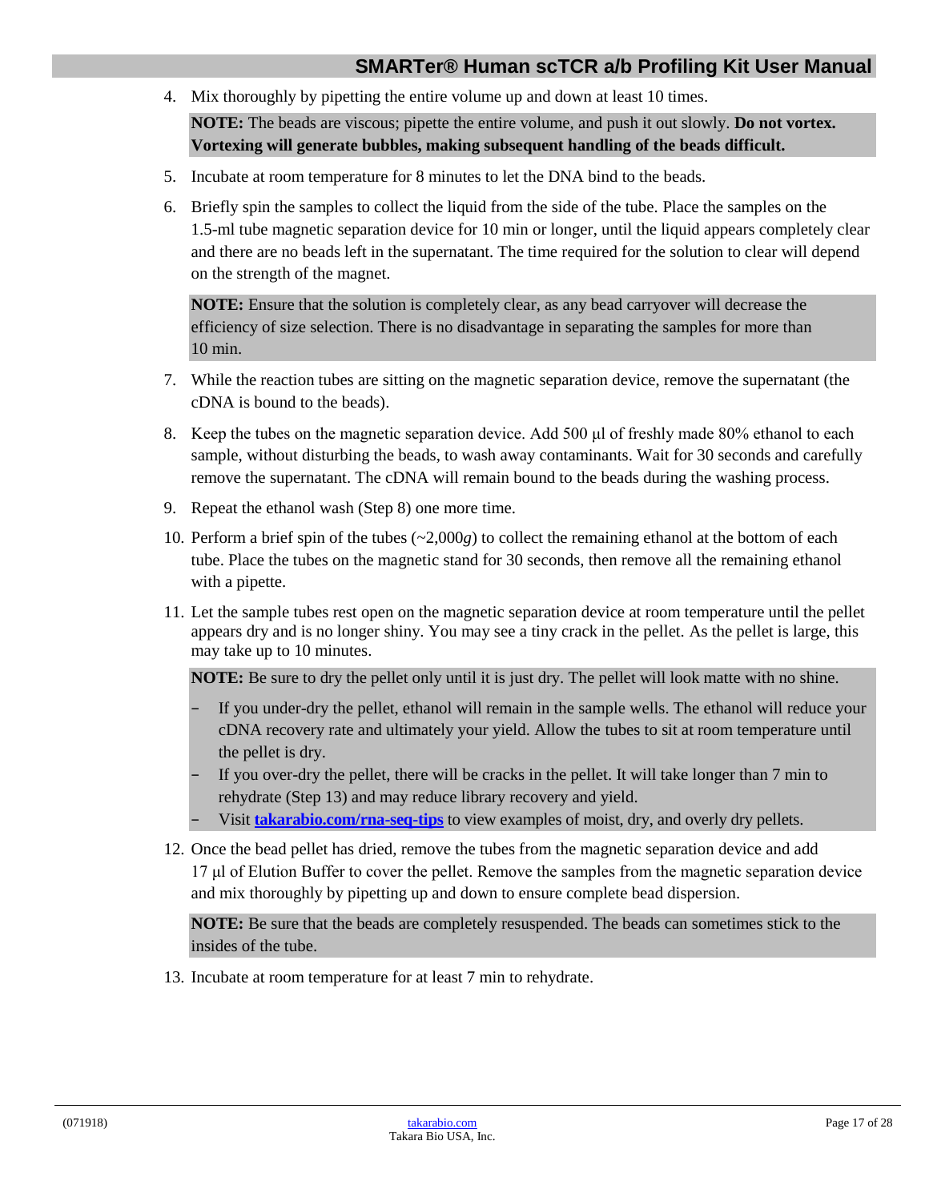4. Mix thoroughly by pipetting the entire volume up and down at least 10 times.

   **NOTE:** The beads are viscous; pipette the entire volume, and push it out slowly. **Do not vortex. Vortexing will generate bubbles, making subsequent handling of the beads difficult.**

5. Incubate at room temperature for 8 minutes to let the DNA bind to the beads.

6. Briefly spin the samples to collect the liquid from the side of the tube. Place the samples on the 1.5-ml tube magnetic separation device for 10 min or longer, until the liquid appears completely clear and there are no beads left in the supernatant. The time required for the solution to clear will depend on the strength of the magnet.

   **NOTE:** Ensure that the solution is completely clear, as any bead carryover will decrease the efficiency of size selection. There is no disadvantage in separating the samples for more than 10 min.

7. While the reaction tubes are sitting on the magnetic separation device, remove the supernatant (the cDNA is bound to the beads).

8. Keep the tubes on the magnetic separation device. Add 500 µl of freshly made 80% ethanol to each sample, without disturbing the beads, to wash away contaminants. Wait for 30 seconds and carefully remove the supernatant. The cDNA will remain bound to the beads during the washing process.

9. Repeat the ethanol wash (Step 8) one more time.

10. Perform a brief spin of the tubes (~2,000*g*) to collect the remaining ethanol at the bottom of each tube. Place the tubes on the magnetic stand for 30 seconds, then remove all the remaining ethanol with a pipette.

11. Let the sample tubes rest open on the magnetic separation device at room temperature until the pellet appears dry and is no longer shiny. You may see a tiny crack in the pellet. As the pellet is large, this may take up to 10 minutes.

    **NOTE:** Be sure to dry the pellet only until it is just dry. The pellet will look matte with no shine.

    - If you under-dry the pellet, ethanol will remain in the sample wells. The ethanol will reduce your cDNA recovery rate and ultimately your yield. Allow the tubes to sit at room temperature until the pellet is dry.
    - If you over-dry the pellet, there will be cracks in the pellet. It will take longer than 7 min to rehydrate (Step 13) and may reduce library recovery and yield.
    - Visit **takarabio.com/rna-seq-tips** to view examples of moist, dry, and overly dry pellets.

12. Once the bead pellet has dried, remove the tubes from the magnetic separation device and add 17 µl of Elution Buffer to cover the pellet. Remove the samples from the magnetic separation device and mix thoroughly by pipetting up and down to ensure complete bead dispersion.

    **NOTE:** Be sure that the beads are completely resuspended. The beads can sometimes stick to the insides of the tube.

13. Incubate at room temperature for at least 7 min to rehydrate.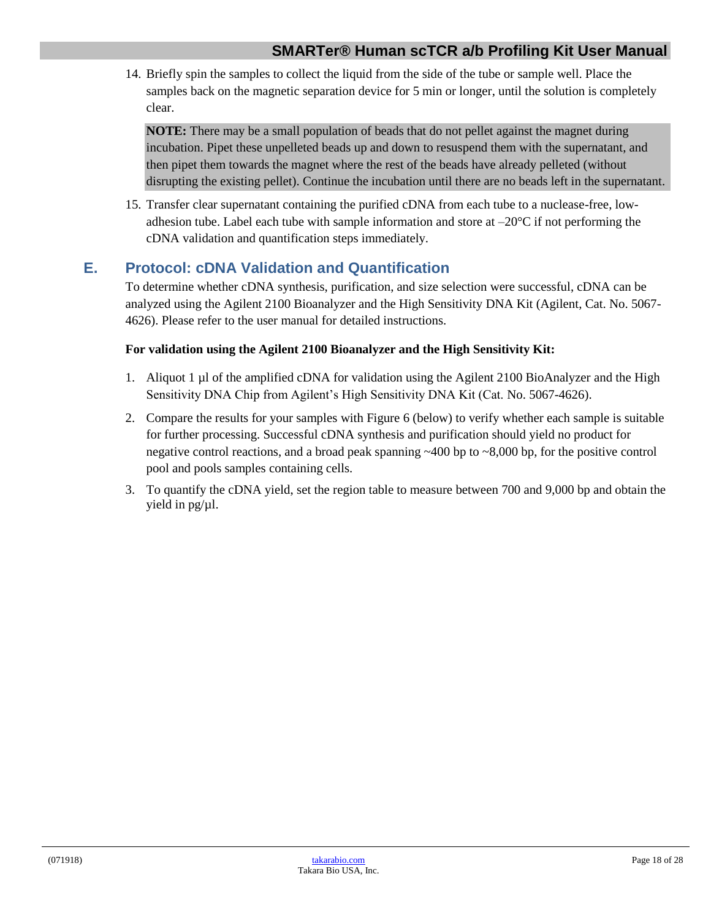14. Briefly spin the samples to collect the liquid from the side of the tube or sample well. Place the samples back on the magnetic separation device for 5 min or longer, until the solution is completely clear.

    **NOTE:** There may be a small population of beads that do not pellet against the magnet during incubation. Pipet these unpelleted beads up and down to resuspend them with the supernatant, and then pipet them towards the magnet where the rest of the beads have already pelleted (without disrupting the existing pellet). Continue the incubation until there are no beads left in the supernatant.

15. Transfer clear supernatant containing the purified cDNA from each tube to a nuclease-free, low-adhesion tube. Label each tube with sample information and store at –20°C if not performing the cDNA validation and quantification steps immediately.

## E. Protocol: cDNA Validation and Quantification

To determine whether cDNA synthesis, purification, and size selection were successful, cDNA can be analyzed using the Agilent 2100 Bioanalyzer and the High Sensitivity DNA Kit (Agilent, Cat. No. 5067-4626). Please refer to the user manual for detailed instructions.

**For validation using the Agilent 2100 Bioanalyzer and the High Sensitivity Kit:**

1. Aliquot 1 µl of the amplified cDNA for validation using the Agilent 2100 BioAnalyzer and the High Sensitivity DNA Chip from Agilent's High Sensitivity DNA Kit (Cat. No. 5067-4626).
2. Compare the results for your samples with Figure 6 (below) to verify whether each sample is suitable for further processing. Successful cDNA synthesis and purification should yield no product for negative control reactions, and a broad peak spanning ~400 bp to ~8,000 bp, for the positive control pool and pools samples containing cells.
3. To quantify the cDNA yield, set the region table to measure between 700 and 9,000 bp and obtain the yield in pg/µl.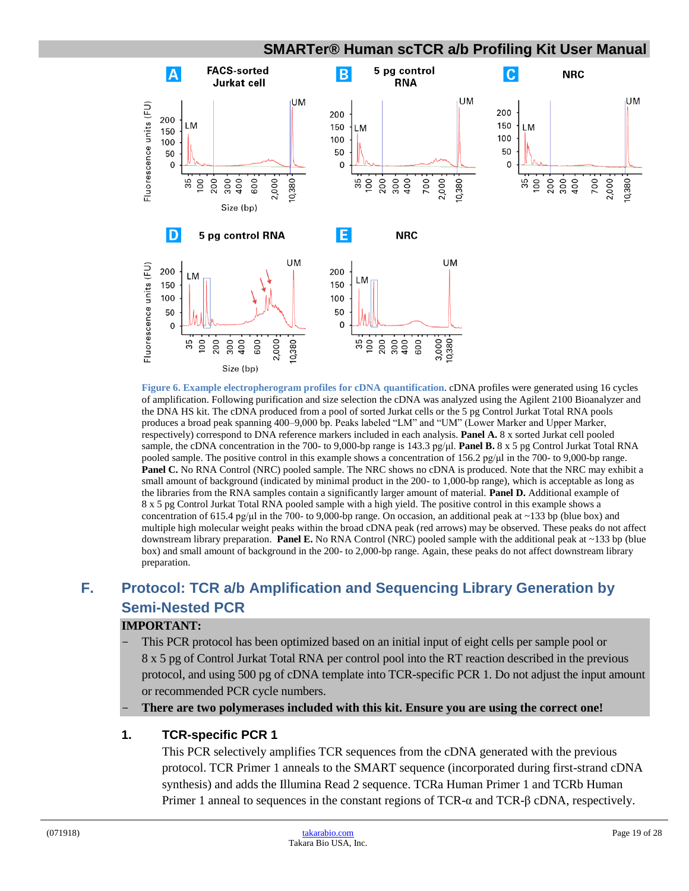**Figure 6. Example electropherogram profiles for cDNA quantification**. cDNA profiles were generated using 16 cycles of amplification. Following purification and size selection the cDNA was analyzed using the Agilent 2100 Bioanalyzer and the DNA HS kit. The cDNA produced from a pool of sorted Jurkat cells or the 5 pg Control Jurkat Total RNA pools produces a broad peak spanning 400–9,000 bp. Peaks labeled "LM" and "UM" (Lower Marker and Upper Marker, respectively) correspond to DNA reference markers included in each analysis. **Panel A.** 8 x sorted Jurkat cell pooled sample, the cDNA concentration in the 700- to 9,000-bp range is 143.3 pg/µl. **Panel B.** 8 x 5 pg Control Jurkat Total RNA pooled sample. The positive control in this example shows a concentration of 156.2 pg/µl in the 700- to 9,000-bp range. **Panel C.** No RNA Control (NRC) pooled sample. The NRC shows no cDNA is produced. Note that the NRC may exhibit a small amount of background (indicated by minimal product in the 200- to 1,000-bp range), which is acceptable as long as the libraries from the RNA samples contain a significantly larger amount of material. **Panel D.** Additional example of 8 x 5 pg Control Jurkat Total RNA pooled sample with a high yield. The positive control in this example shows a concentration of 615.4 pg/µl in the 700- to 9,000-bp range. On occasion, an additional peak at ~133 bp (blue box) and multiple high molecular weight peaks within the broad cDNA peak (red arrows) may be observed. These peaks do not affect downstream library preparation. **Panel E.** No RNA Control (NRC) pooled sample with the additional peak at ~133 bp (blue box) and small amount of background in the 200- to 2,000-bp range. Again, these peaks do not affect downstream library preparation.

## F. Protocol: TCR a/b Amplification and Sequencing Library Generation by Semi-Nested PCR

**IMPORTANT:**

- This PCR protocol has been optimized based on an initial input of eight cells per sample pool or 8 x 5 pg of Control Jurkat Total RNA per control pool into the RT reaction described in the previous protocol, and using 500 pg of cDNA template into TCR-specific PCR 1. Do not adjust the input amount or recommended PCR cycle numbers.
- **There are two polymerases included with this kit. Ensure you are using the correct one!**

### 1. TCR-specific PCR 1

This PCR selectively amplifies TCR sequences from the cDNA generated with the previous protocol. TCR Primer 1 anneals to the SMART sequence (incorporated during first-strand cDNA synthesis) and adds the Illumina Read 2 sequence. TCRa Human Primer 1 and TCRb Human Primer 1 anneal to sequences in the constant regions of TCR-α and TCR-β cDNA, respectively.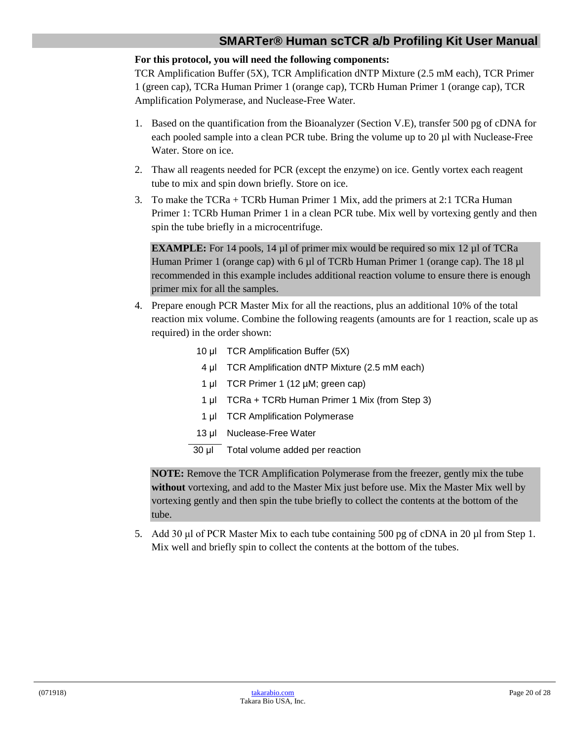**For this protocol, you will need the following components:**
TCR Amplification Buffer (5X), TCR Amplification dNTP Mixture (2.5 mM each), TCR Primer 1 (green cap), TCRa Human Primer 1 (orange cap), TCRb Human Primer 1 (orange cap), TCR Amplification Polymerase, and Nuclease-Free Water.

1. Based on the quantification from the Bioanalyzer (Section V.E), transfer 500 pg of cDNA for each pooled sample into a clean PCR tube. Bring the volume up to 20 µl with Nuclease-Free Water. Store on ice.
2. Thaw all reagents needed for PCR (except the enzyme) on ice. Gently vortex each reagent tube to mix and spin down briefly. Store on ice.
3. To make the TCRa + TCRb Human Primer 1 Mix, add the primers at 2:1 TCRa Human Primer 1: TCRb Human Primer 1 in a clean PCR tube. Mix well by vortexing gently and then spin the tube briefly in a microcentrifuge.

   **EXAMPLE:** For 14 pools, 14 µl of primer mix would be required so mix 12 µl of TCRa Human Primer 1 (orange cap) with 6 µl of TCRb Human Primer 1 (orange cap). The 18 µl recommended in this example includes additional reaction volume to ensure there is enough primer mix for all the samples.

4. Prepare enough PCR Master Mix for all the reactions, plus an additional 10% of the total reaction mix volume. Combine the following reagents (amounts are for 1 reaction, scale up as required) in the order shown:

| Volume | Reagent |
|---|---|
| 10 µl | TCR Amplification Buffer (5X) |
| 4 µl | TCR Amplification dNTP Mixture (2.5 mM each) |
| 1 µl | TCR Primer 1 (12 µM; green cap) |
| 1 µl | TCRa + TCRb Human Primer 1 Mix (from Step 3) |
| 1 µl | TCR Amplification Polymerase |
| 13 µl | Nuclease-Free Water |
| 30 µl | Total volume added per reaction |

   **NOTE:** Remove the TCR Amplification Polymerase from the freezer, gently mix the tube **without** vortexing, and add to the Master Mix just before use. Mix the Master Mix well by vortexing gently and then spin the tube briefly to collect the contents at the bottom of the tube.

5. Add 30 µl of PCR Master Mix to each tube containing 500 pg of cDNA in 20 µl from Step 1. Mix well and briefly spin to collect the contents at the bottom of the tubes.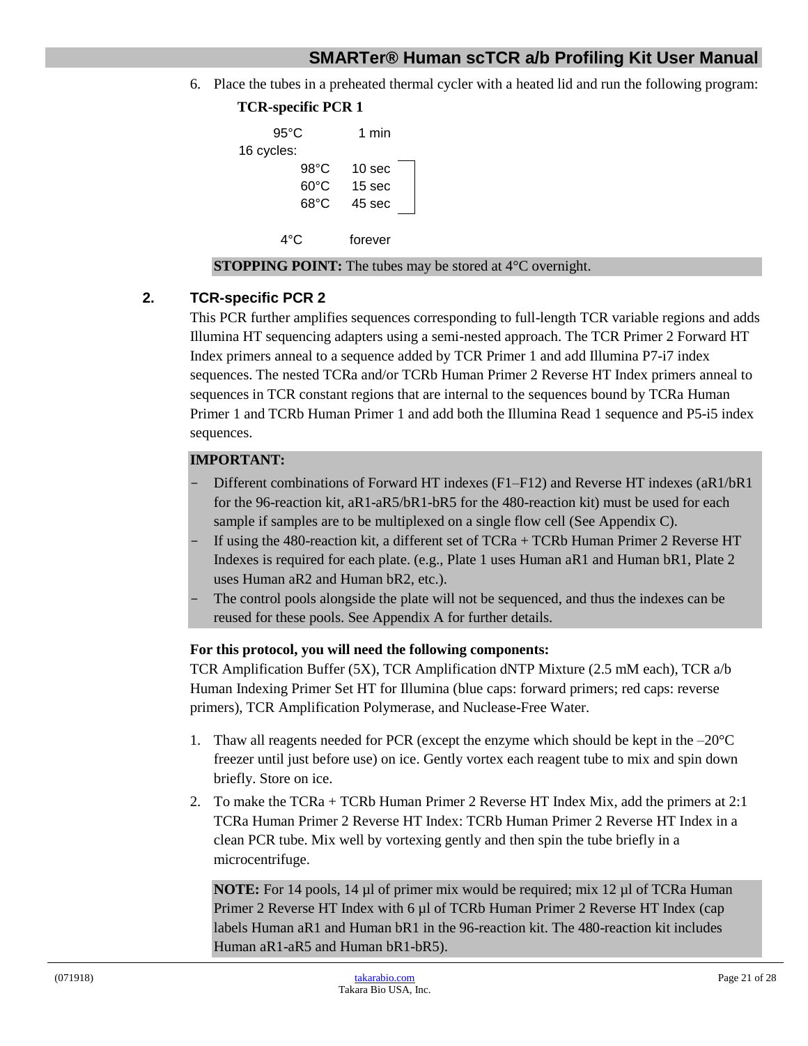6. Place the tubes in a preheated thermal cycler with a heated lid and run the following program:

**TCR-specific PCR 1**

```
95°C        1 min
16 cycles:
      98°C   10 sec
      60°C   15 sec
      68°C   45 sec

4°C         forever
```

**STOPPING POINT:** The tubes may be stored at 4°C overnight.

## 2. TCR-specific PCR 2

This PCR further amplifies sequences corresponding to full-length TCR variable regions and adds Illumina HT sequencing adapters using a semi-nested approach. The TCR Primer 2 Forward HT Index primers anneal to a sequence added by TCR Primer 1 and add Illumina P7-i7 index sequences. The nested TCRa and/or TCRb Human Primer 2 Reverse HT Index primers anneal to sequences in TCR constant regions that are internal to the sequences bound by TCRa Human Primer 1 and TCRb Human Primer 1 and add both the Illumina Read 1 sequence and P5-i5 index sequences.

**IMPORTANT:**

- Different combinations of Forward HT indexes (F1–F12) and Reverse HT indexes (aR1/bR1 for the 96-reaction kit, aR1-aR5/bR1-bR5 for the 480-reaction kit) must be used for each sample if samples are to be multiplexed on a single flow cell (See Appendix C).
- If using the 480-reaction kit, a different set of TCRa + TCRb Human Primer 2 Reverse HT Indexes is required for each plate. (e.g., Plate 1 uses Human aR1 and Human bR1, Plate 2 uses Human aR2 and Human bR2, etc.).
- The control pools alongside the plate will not be sequenced, and thus the indexes can be reused for these pools. See Appendix A for further details.

**For this protocol, you will need the following components:**

TCR Amplification Buffer (5X), TCR Amplification dNTP Mixture (2.5 mM each), TCR a/b Human Indexing Primer Set HT for Illumina (blue caps: forward primers; red caps: reverse primers), TCR Amplification Polymerase, and Nuclease-Free Water.

1. Thaw all reagents needed for PCR (except the enzyme which should be kept in the –20°C freezer until just before use) on ice. Gently vortex each reagent tube to mix and spin down briefly. Store on ice.
2. To make the TCRa + TCRb Human Primer 2 Reverse HT Index Mix, add the primers at 2:1 TCRa Human Primer 2 Reverse HT Index: TCRb Human Primer 2 Reverse HT Index in a clean PCR tube. Mix well by vortexing gently and then spin the tube briefly in a microcentrifuge.

**NOTE:** For 14 pools, 14 µl of primer mix would be required; mix 12 µl of TCRa Human Primer 2 Reverse HT Index with 6 µl of TCRb Human Primer 2 Reverse HT Index (cap labels Human aR1 and Human bR1 in the 96-reaction kit. The 480-reaction kit includes Human aR1-aR5 and Human bR1-bR5).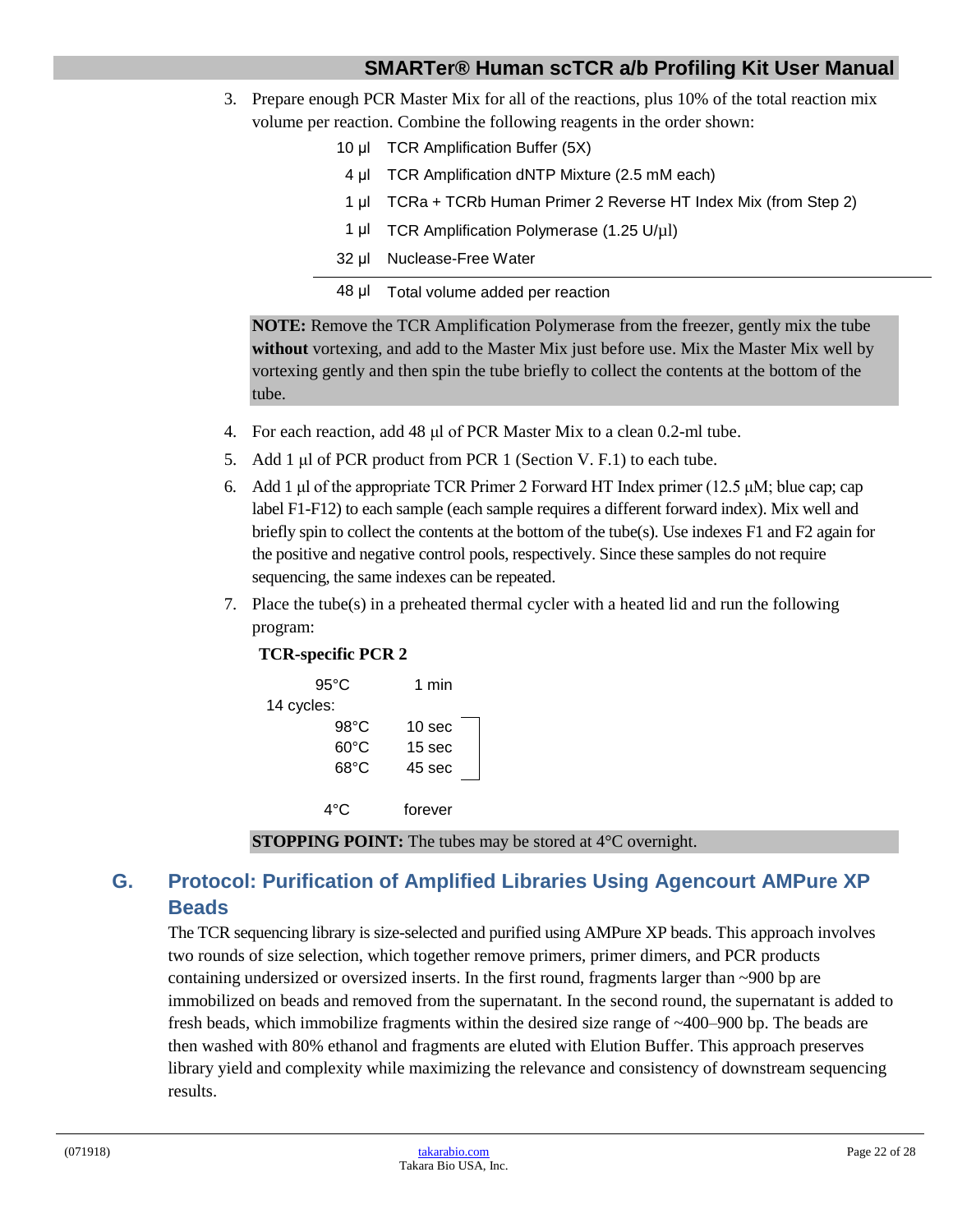3. Prepare enough PCR Master Mix for all of the reactions, plus 10% of the total reaction mix volume per reaction. Combine the following reagents in the order shown:

| Volume | Reagent |
|---|---|
| 10 µl | TCR Amplification Buffer (5X) |
| 4 µl | TCR Amplification dNTP Mixture (2.5 mM each) |
| 1 µl | TCRa + TCRb Human Primer 2 Reverse HT Index Mix (from Step 2) |
| 1 µl | TCR Amplification Polymerase (1.25 U/µl) |
| 32 µl | Nuclease-Free Water |
| 48 µl | Total volume added per reaction |

**NOTE:** Remove the TCR Amplification Polymerase from the freezer, gently mix the tube **without** vortexing, and add to the Master Mix just before use. Mix the Master Mix well by vortexing gently and then spin the tube briefly to collect the contents at the bottom of the tube.

4. For each reaction, add 48 µl of PCR Master Mix to a clean 0.2-ml tube.
5. Add 1 µl of PCR product from PCR 1 (Section V. F.1) to each tube.
6. Add 1 µl of the appropriate TCR Primer 2 Forward HT Index primer (12.5 µM; blue cap; cap label F1-F12) to each sample (each sample requires a different forward index). Mix well and briefly spin to collect the contents at the bottom of the tube(s). Use indexes F1 and F2 again for the positive and negative control pools, respectively. Since these samples do not require sequencing, the same indexes can be repeated.
7. Place the tube(s) in a preheated thermal cycler with a heated lid and run the following program:

**TCR-specific PCR 2**

```
95°C      1 min
14 cycles:
    98°C    10 sec
    60°C    15 sec
    68°C    45 sec

4°C       forever
```

**STOPPING POINT:** The tubes may be stored at 4°C overnight.

## G. Protocol: Purification of Amplified Libraries Using Agencourt AMPure XP Beads

The TCR sequencing library is size-selected and purified using AMPure XP beads. This approach involves two rounds of size selection, which together remove primers, primer dimers, and PCR products containing undersized or oversized inserts. In the first round, fragments larger than ~900 bp are immobilized on beads and removed from the supernatant. In the second round, the supernatant is added to fresh beads, which immobilize fragments within the desired size range of ~400–900 bp. The beads are then washed with 80% ethanol and fragments are eluted with Elution Buffer. This approach preserves library yield and complexity while maximizing the relevance and consistency of downstream sequencing results.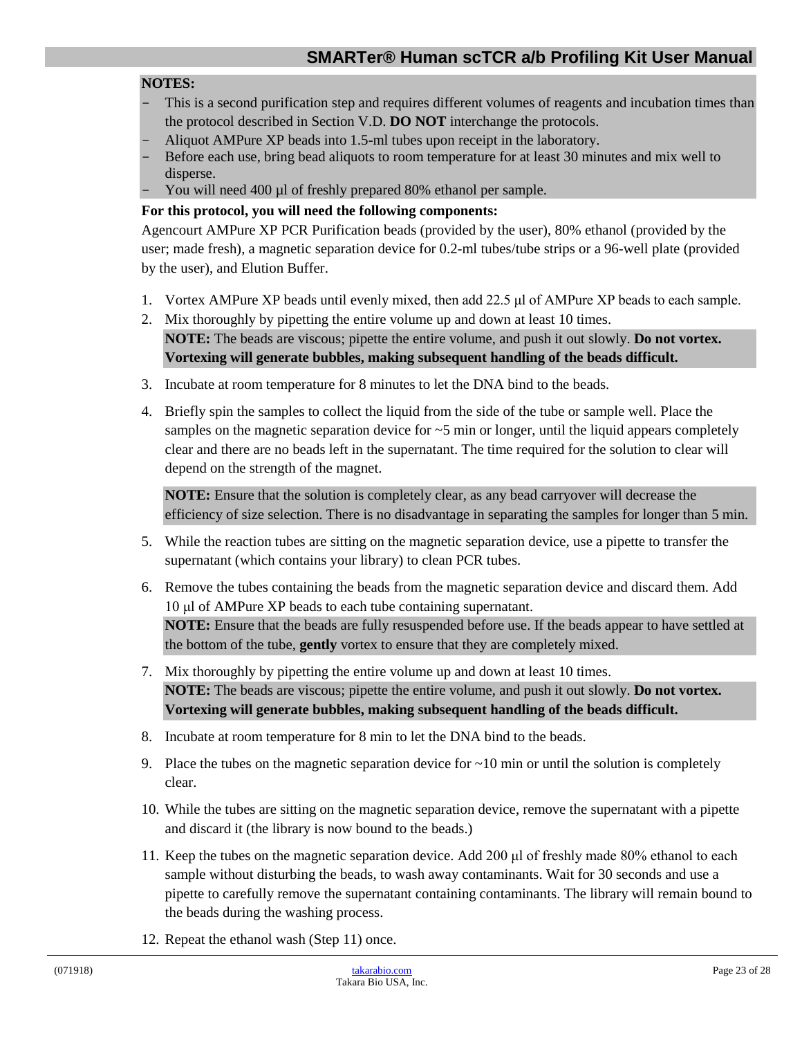**NOTES:**

- This is a second purification step and requires different volumes of reagents and incubation times than the protocol described in Section V.D. **DO NOT** interchange the protocols.
- Aliquot AMPure XP beads into 1.5-ml tubes upon receipt in the laboratory.
- Before each use, bring bead aliquots to room temperature for at least 30 minutes and mix well to disperse.
- You will need 400 µl of freshly prepared 80% ethanol per sample.

**For this protocol, you will need the following components:**

Agencourt AMPure XP PCR Purification beads (provided by the user), 80% ethanol (provided by the user; made fresh), a magnetic separation device for 0.2-ml tubes/tube strips or a 96-well plate (provided by the user), and Elution Buffer.

1. Vortex AMPure XP beads until evenly mixed, then add 22.5 µl of AMPure XP beads to each sample.
2. Mix thoroughly by pipetting the entire volume up and down at least 10 times.
   **NOTE:** The beads are viscous; pipette the entire volume, and push it out slowly. **Do not vortex. Vortexing will generate bubbles, making subsequent handling of the beads difficult.**
3. Incubate at room temperature for 8 minutes to let the DNA bind to the beads.
4. Briefly spin the samples to collect the liquid from the side of the tube or sample well. Place the samples on the magnetic separation device for ~5 min or longer, until the liquid appears completely clear and there are no beads left in the supernatant. The time required for the solution to clear will depend on the strength of the magnet.

   **NOTE:** Ensure that the solution is completely clear, as any bead carryover will decrease the efficiency of size selection. There is no disadvantage in separating the samples for longer than 5 min.
5. While the reaction tubes are sitting on the magnetic separation device, use a pipette to transfer the supernatant (which contains your library) to clean PCR tubes.
6. Remove the tubes containing the beads from the magnetic separation device and discard them. Add 10 µl of AMPure XP beads to each tube containing supernatant.
   **NOTE:** Ensure that the beads are fully resuspended before use. If the beads appear to have settled at the bottom of the tube, **gently** vortex to ensure that they are completely mixed.
7. Mix thoroughly by pipetting the entire volume up and down at least 10 times.
   **NOTE:** The beads are viscous; pipette the entire volume, and push it out slowly. **Do not vortex. Vortexing will generate bubbles, making subsequent handling of the beads difficult.**
8. Incubate at room temperature for 8 min to let the DNA bind to the beads.
9. Place the tubes on the magnetic separation device for ~10 min or until the solution is completely clear.
10. While the tubes are sitting on the magnetic separation device, remove the supernatant with a pipette and discard it (the library is now bound to the beads.)
11. Keep the tubes on the magnetic separation device. Add 200 µl of freshly made 80% ethanol to each sample without disturbing the beads, to wash away contaminants. Wait for 30 seconds and use a pipette to carefully remove the supernatant containing contaminants. The library will remain bound to the beads during the washing process.
12. Repeat the ethanol wash (Step 11) once.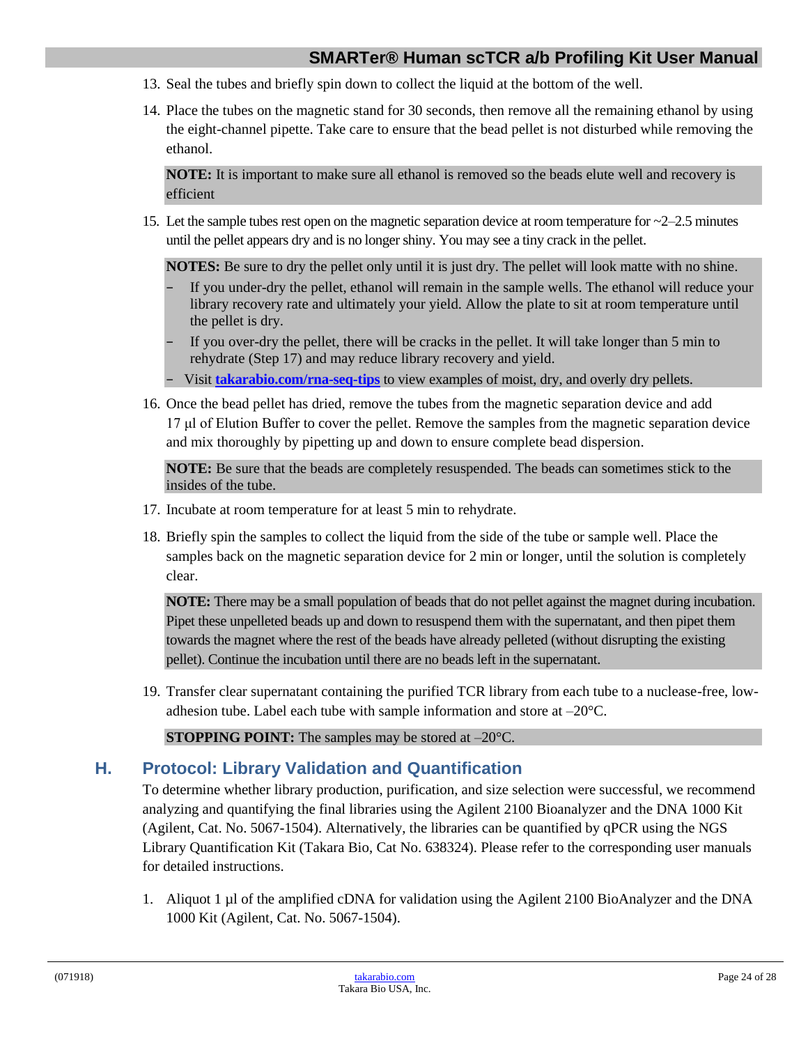13. Seal the tubes and briefly spin down to collect the liquid at the bottom of the well.
14. Place the tubes on the magnetic stand for 30 seconds, then remove all the remaining ethanol by using the eight-channel pipette. Take care to ensure that the bead pellet is not disturbed while removing the ethanol.

    **NOTE:** It is important to make sure all ethanol is removed so the beads elute well and recovery is efficient

15. Let the sample tubes rest open on the magnetic separation device at room temperature for ~2–2.5 minutes until the pellet appears dry and is no longer shiny. You may see a tiny crack in the pellet.

    **NOTES:** Be sure to dry the pellet only until it is just dry. The pellet will look matte with no shine.

    - If you under-dry the pellet, ethanol will remain in the sample wells. The ethanol will reduce your library recovery rate and ultimately your yield. Allow the plate to sit at room temperature until the pellet is dry.
    - If you over-dry the pellet, there will be cracks in the pellet. It will take longer than 5 min to rehydrate (Step 17) and may reduce library recovery and yield.
    - Visit **takarabio.com/rna-seq-tips** to view examples of moist, dry, and overly dry pellets.

16. Once the bead pellet has dried, remove the tubes from the magnetic separation device and add 17 µl of Elution Buffer to cover the pellet. Remove the samples from the magnetic separation device and mix thoroughly by pipetting up and down to ensure complete bead dispersion.

    **NOTE:** Be sure that the beads are completely resuspended. The beads can sometimes stick to the insides of the tube.

17. Incubate at room temperature for at least 5 min to rehydrate.
18. Briefly spin the samples to collect the liquid from the side of the tube or sample well. Place the samples back on the magnetic separation device for 2 min or longer, until the solution is completely clear.

    **NOTE:** There may be a small population of beads that do not pellet against the magnet during incubation. Pipet these unpelleted beads up and down to resuspend them with the supernatant, and then pipet them towards the magnet where the rest of the beads have already pelleted (without disrupting the existing pellet). Continue the incubation until there are no beads left in the supernatant.

19. Transfer clear supernatant containing the purified TCR library from each tube to a nuclease-free, low-adhesion tube. Label each tube with sample information and store at –20°C.

    **STOPPING POINT:** The samples may be stored at –20°C.

## H. Protocol: Library Validation and Quantification

To determine whether library production, purification, and size selection were successful, we recommend analyzing and quantifying the final libraries using the Agilent 2100 Bioanalyzer and the DNA 1000 Kit (Agilent, Cat. No. 5067-1504). Alternatively, the libraries can be quantified by qPCR using the NGS Library Quantification Kit (Takara Bio, Cat No. 638324). Please refer to the corresponding user manuals for detailed instructions.

1. Aliquot 1 µl of the amplified cDNA for validation using the Agilent 2100 BioAnalyzer and the DNA 1000 Kit (Agilent, Cat. No. 5067-1504).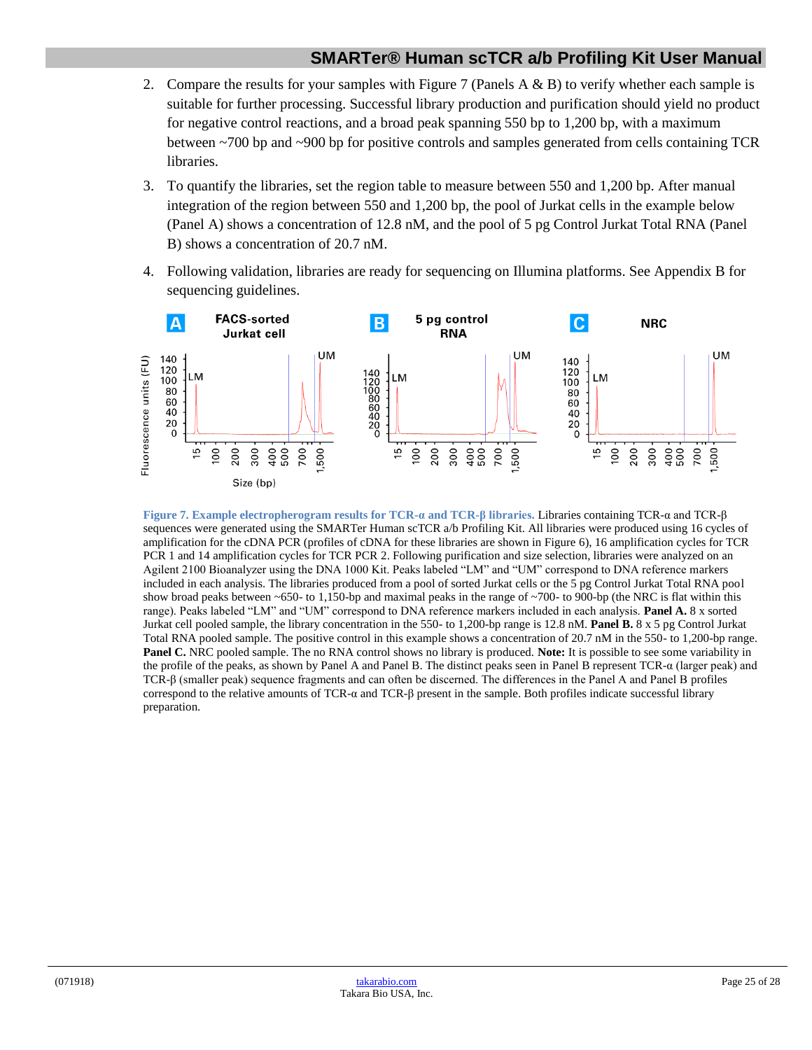2. Compare the results for your samples with Figure 7 (Panels A & B) to verify whether each sample is suitable for further processing. Successful library production and purification should yield no product for negative control reactions, and a broad peak spanning 550 bp to 1,200 bp, with a maximum between ~700 bp and ~900 bp for positive controls and samples generated from cells containing TCR libraries.
3. To quantify the libraries, set the region table to measure between 550 and 1,200 bp. After manual integration of the region between 550 and 1,200 bp, the pool of Jurkat cells in the example below (Panel A) shows a concentration of 12.8 nM, and the pool of 5 pg Control Jurkat Total RNA (Panel B) shows a concentration of 20.7 nM.
4. Following validation, libraries are ready for sequencing on Illumina platforms. See Appendix B for sequencing guidelines.

**Figure 7. Example electropherogram results for TCR-α and TCR-β libraries.** Libraries containing TCR-α and TCR-β sequences were generated using the SMARTer Human scTCR a/b Profiling Kit. All libraries were produced using 16 cycles of amplification for the cDNA PCR (profiles of cDNA for these libraries are shown in Figure 6), 16 amplification cycles for TCR PCR 1 and 14 amplification cycles for TCR PCR 2. Following purification and size selection, libraries were analyzed on an Agilent 2100 Bioanalyzer using the DNA 1000 Kit. Peaks labeled "LM" and "UM" correspond to DNA reference markers included in each analysis. The libraries produced from a pool of sorted Jurkat cells or the 5 pg Control Jurkat Total RNA pool show broad peaks between ~650- to 1,150-bp and maximal peaks in the range of ~700- to 900-bp (the NRC is flat within this range). Peaks labeled "LM" and "UM" correspond to DNA reference markers included in each analysis. **Panel A.** 8 x sorted Jurkat cell pooled sample, the library concentration in the 550- to 1,200-bp range is 12.8 nM. **Panel B.** 8 x 5 pg Control Jurkat Total RNA pooled sample. The positive control in this example shows a concentration of 20.7 nM in the 550- to 1,200-bp range. **Panel C.** NRC pooled sample. The no RNA control shows no library is produced. **Note:** It is possible to see some variability in the profile of the peaks, as shown by Panel A and Panel B. The distinct peaks seen in Panel B represent TCR-α (larger peak) and TCR-β (smaller peak) sequence fragments and can often be discerned. The differences in the Panel A and Panel B profiles correspond to the relative amounts of TCR-α and TCR-β present in the sample. Both profiles indicate successful library preparation.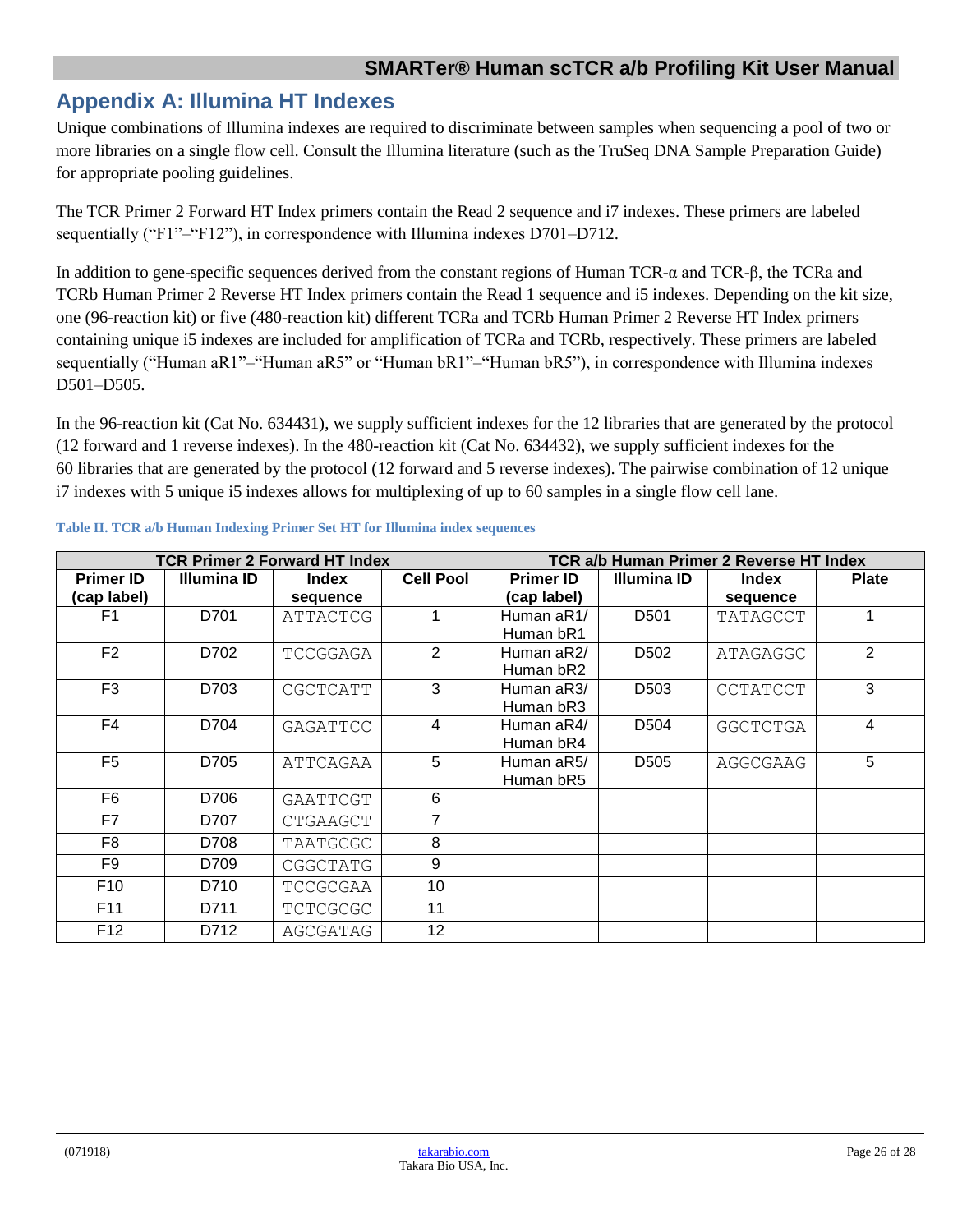# Appendix A: Illumina HT Indexes

Unique combinations of Illumina indexes are required to discriminate between samples when sequencing a pool of two or more libraries on a single flow cell. Consult the Illumina literature (such as the TruSeq DNA Sample Preparation Guide) for appropriate pooling guidelines.

The TCR Primer 2 Forward HT Index primers contain the Read 2 sequence and i7 indexes. These primers are labeled sequentially ("F1"–"F12"), in correspondence with Illumina indexes D701–D712.

In addition to gene-specific sequences derived from the constant regions of Human TCR-α and TCR-β, the TCRa and TCRb Human Primer 2 Reverse HT Index primers contain the Read 1 sequence and i5 indexes. Depending on the kit size, one (96-reaction kit) or five (480-reaction kit) different TCRa and TCRb Human Primer 2 Reverse HT Index primers containing unique i5 indexes are included for amplification of TCRa and TCRb, respectively. These primers are labeled sequentially ("Human aR1"–"Human aR5" or "Human bR1"–"Human bR5"), in correspondence with Illumina indexes D501–D505.

In the 96-reaction kit (Cat No. 634431), we supply sufficient indexes for the 12 libraries that are generated by the protocol (12 forward and 1 reverse indexes). In the 480-reaction kit (Cat No. 634432), we supply sufficient indexes for the 60 libraries that are generated by the protocol (12 forward and 5 reverse indexes). The pairwise combination of 12 unique i7 indexes with 5 unique i5 indexes allows for multiplexing of up to 60 samples in a single flow cell lane.

**Table II. TCR a/b Human Indexing Primer Set HT for Illumina index sequences**

| TCR Primer 2 Forward HT Index | | | | TCR a/b Human Primer 2 Reverse HT Index | | | |
|---|---|---|---|---|---|---|---|
| Primer ID (cap label) | Illumina ID | Index sequence | Cell Pool | Primer ID (cap label) | Illumina ID | Index sequence | Plate |
| F1 | D701 | ATTACTCG | 1 | Human aR1/ Human bR1 | D501 | TATAGCCT | 1 |
| F2 | D702 | TCCGGAGA | 2 | Human aR2/ Human bR2 | D502 | ATAGAGGC | 2 |
| F3 | D703 | CGCTCATT | 3 | Human aR3/ Human bR3 | D503 | CCTATCCT | 3 |
| F4 | D704 | GAGATTCC | 4 | Human aR4/ Human bR4 | D504 | GGCTCTGA | 4 |
| F5 | D705 | ATTCAGAA | 5 | Human aR5/ Human bR5 | D505 | AGGCGAAG | 5 |
| F6 | D706 | GAATTCGT | 6 | | | | |
| F7 | D707 | CTGAAGCT | 7 | | | | |
| F8 | D708 | TAATGCGC | 8 | | | | |
| F9 | D709 | CGGCTATG | 9 | | | | |
| F10 | D710 | TCCGCGAA | 10 | | | | |
| F11 | D711 | TCTCGCGC | 11 | | | | |
| F12 | D712 | AGCGATAG | 12 | | | | |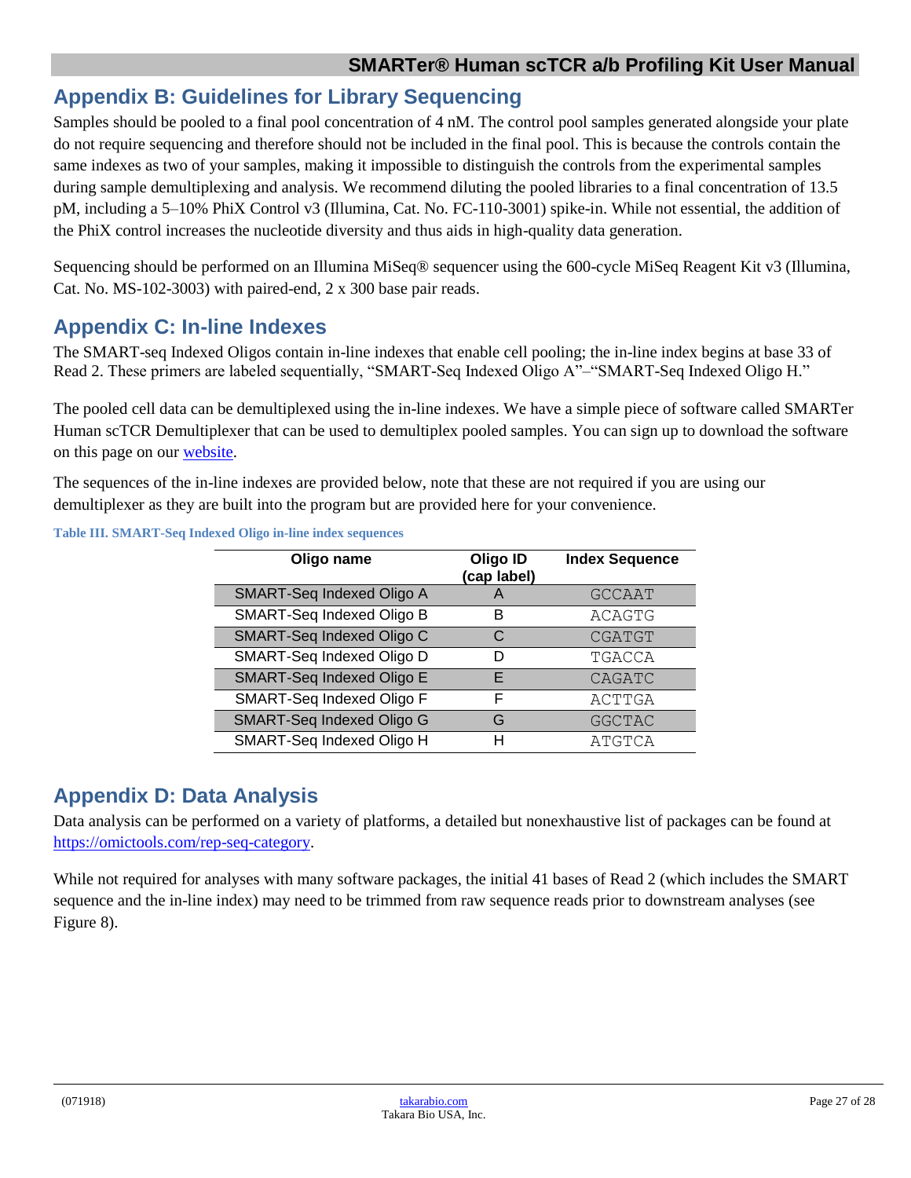## Appendix B: Guidelines for Library Sequencing

Samples should be pooled to a final pool concentration of 4 nM. The control pool samples generated alongside your plate do not require sequencing and therefore should not be included in the final pool. This is because the controls contain the same indexes as two of your samples, making it impossible to distinguish the controls from the experimental samples during sample demultiplexing and analysis. We recommend diluting the pooled libraries to a final concentration of 13.5 pM, including a 5–10% PhiX Control v3 (Illumina, Cat. No. FC-110-3001) spike-in. While not essential, the addition of the PhiX control increases the nucleotide diversity and thus aids in high-quality data generation.

Sequencing should be performed on an Illumina MiSeq® sequencer using the 600-cycle MiSeq Reagent Kit v3 (Illumina, Cat. No. MS-102-3003) with paired-end, 2 x 300 base pair reads.

## Appendix C: In-line Indexes

The SMART-seq Indexed Oligos contain in-line indexes that enable cell pooling; the in-line index begins at base 33 of Read 2. These primers are labeled sequentially, "SMART-Seq Indexed Oligo A"–"SMART-Seq Indexed Oligo H."

The pooled cell data can be demultiplexed using the in-line indexes. We have a simple piece of software called SMARTer Human scTCR Demultiplexer that can be used to demultiplex pooled samples. You can sign up to download the software on this page on our website.

The sequences of the in-line indexes are provided below, note that these are not required if you are using our demultiplexer as they are built into the program but are provided here for your convenience.

**Table III. SMART-Seq Indexed Oligo in-line index sequences**

| Oligo name | Oligo ID (cap label) | Index Sequence |
|---|---|---|
| SMART-Seq Indexed Oligo A | A | GCCAAT |
| SMART-Seq Indexed Oligo B | B | ACAGTG |
| SMART-Seq Indexed Oligo C | C | CGATGT |
| SMART-Seq Indexed Oligo D | D | TGACCA |
| SMART-Seq Indexed Oligo E | E | CAGATC |
| SMART-Seq Indexed Oligo F | F | ACTTGA |
| SMART-Seq Indexed Oligo G | G | GGCTAC |
| SMART-Seq Indexed Oligo H | H | ATGTCA |

## Appendix D: Data Analysis

Data analysis can be performed on a variety of platforms, a detailed but nonexhaustive list of packages can be found at https://omictools.com/rep-seq-category.

While not required for analyses with many software packages, the initial 41 bases of Read 2 (which includes the SMART sequence and the in-line index) may need to be trimmed from raw sequence reads prior to downstream analyses (see Figure 8).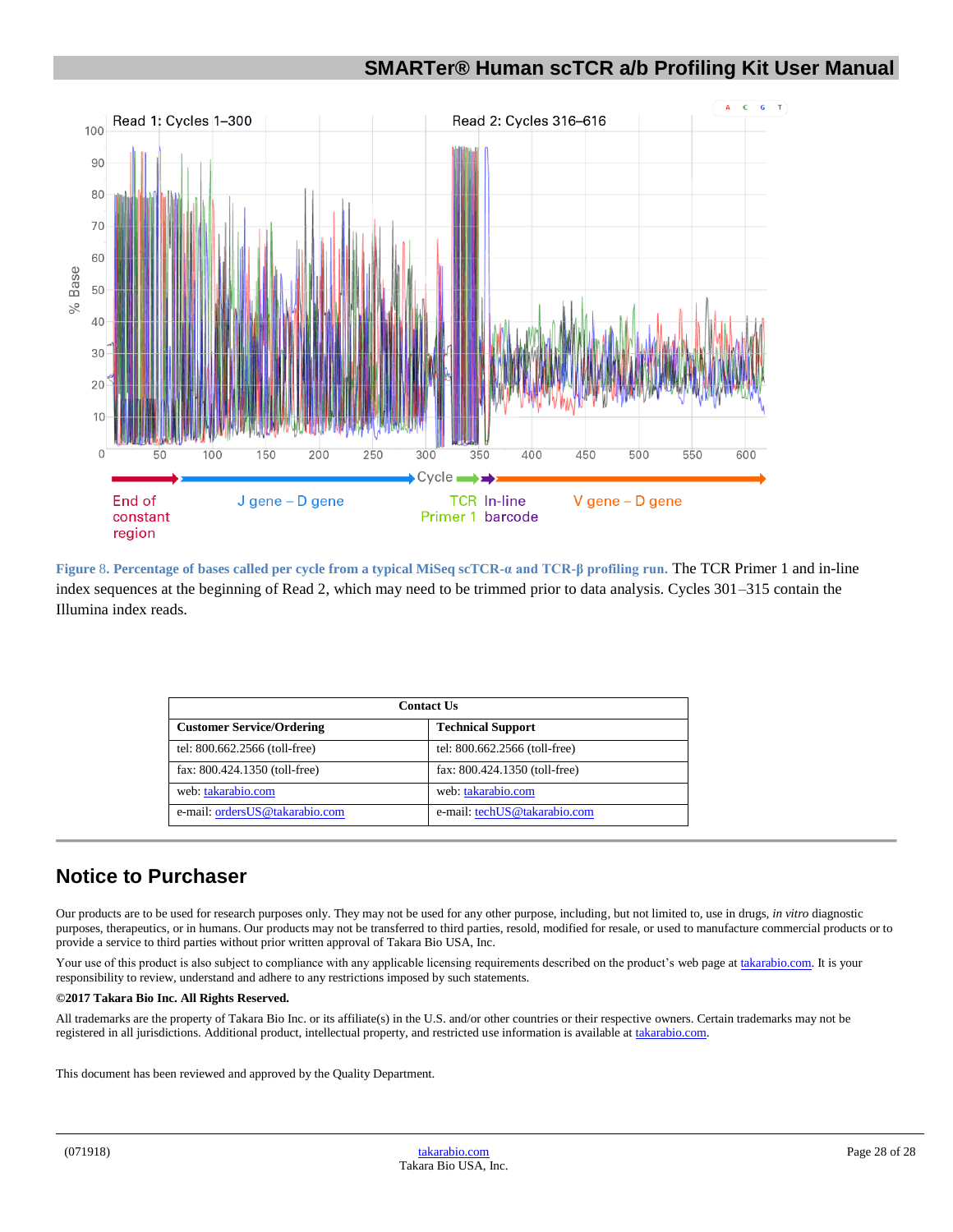Read 1: Cycles 1–300

Read 2: Cycles 316–616

A C G T

% Base

100
90
80
70
60
50
40
30
20
10
0

50 100 150 200 250 300 350 400 450 500 550 600

Cycle

End of constant region

J gene – D gene

TCR Primer 1

In-line barcode

V gene – D gene

**Figure 8. Percentage of bases called per cycle from a typical MiSeq scTCR-α and TCR-β profiling run.** The TCR Primer 1 and in-line index sequences at the beginning of Read 2, which may need to be trimmed prior to data analysis. Cycles 301–315 contain the Illumina index reads.

| Contact Us | |
|---|---|
| **Customer Service/Ordering** | **Technical Support** |
| tel: 800.662.2566 (toll-free) | tel: 800.662.2566 (toll-free) |
| fax: 800.424.1350 (toll-free) | fax: 800.424.1350 (toll-free) |
| web: takarabio.com | web: takarabio.com |
| e-mail: ordersUS@takarabio.com | e-mail: techUS@takarabio.com |

## Notice to Purchaser

Our products are to be used for research purposes only. They may not be used for any other purpose, including, but not limited to, use in drugs, *in vitro* diagnostic purposes, therapeutics, or in humans. Our products may not be transferred to third parties, resold, modified for resale, or used to manufacture commercial products or to provide a service to third parties without prior written approval of Takara Bio USA, Inc.

Your use of this product is also subject to compliance with any applicable licensing requirements described on the product's web page at takarabio.com. It is your responsibility to review, understand and adhere to any restrictions imposed by such statements.

**©2017 Takara Bio Inc. All Rights Reserved.**

All trademarks are the property of Takara Bio Inc. or its affiliate(s) in the U.S. and/or other countries or their respective owners. Certain trademarks may not be registered in all jurisdictions. Additional product, intellectual property, and restricted use information is available at takarabio.com.

This document has been reviewed and approved by the Quality Department.